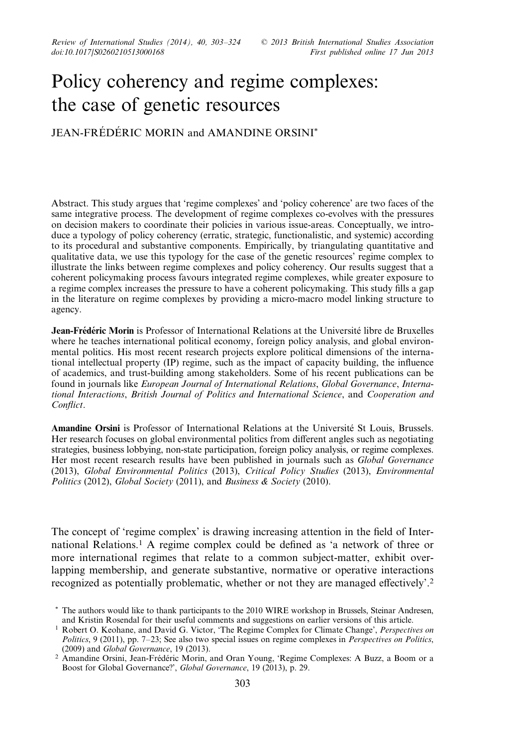# Policy coherency and regime complexes: the case of genetic resources

JEAN-FRÉDÉRIC MORIN and AMANDINE ORSINI*

Abstract. This study argues that 'regime complexes' and 'policy coherence' are two faces of the same integrative process. The development of regime complexes co-evolves with the pressures on decision makers to coordinate their policies in various issue-areas. Conceptually, we introduce a typology of policy coherency (erratic, strategic, functionalistic, and systemic) according to its procedural and substantive components. Empirically, by triangulating quantitative and qualitative data, we use this typology for the case of the genetic resources' regime complex to illustrate the links between regime complexes and policy coherency. Our results suggest that a coherent policymaking process favours integrated regime complexes, while greater exposure to a regime complex increases the pressure to have a coherent policymaking. This study fills a gap in the literature on regime complexes by providing a micro-macro model linking structure to agency.

**Jean-Frédéric Morin** is Professor of International Relations at the Université libre de Bruxelles where he teaches international political economy, foreign policy analysis, and global environmental politics. His most recent research projects explore political dimensions of the international intellectual property (IP) regime, such as the impact of capacity building, the influence of academics, and trust-building among stakeholders. Some of his recent publications can be found in journals like *European Journal of International Relations*, *Global Governance*, *International Interactions*, *British Journal of Politics and International Science*, and *Cooperation and Conflict*.

**Amandine Orsini** is Professor of International Relations at the Université St Louis, Brussels. Her research focuses on global environmental politics from different angles such as negotiating strategies, business lobbying, non-state participation, foreign policy analysis, or regime complexes. Her most recent research results have been published in journals such as *Global Governance* (2013), *Global Environmental Politics* (2013), *Critical Policy Studies* (2013), *Environmental Politics* (2012), *Global Society* (2011), and *Business & Society* (2010).

The concept of 'regime complex' is drawing increasing attention in the field of International Relations.[1] A regime complex could be defined as 'a network of three or more international regimes that relate to a common subject-matter, exhibit overlapping membership, and generate substantive, normative or operative interactions recognized as potentially problematic, whether or not they are managed effectively'.[2]

\* The authors would like to thank participants to the 2010 WIRE workshop in Brussels, Steinar Andresen, and Kristin Rosendal for their useful comments and suggestions on earlier versions of this article.

[1] Robert O. Keohane, and David G. Victor, 'The Regime Complex for Climate Change', *Perspectives on Politics*, 9 (2011), pp. 7–23; See also two special issues on regime complexes in *Perspectives on Politics*, (2009) and *Global Governance*, 19 (2013).

[2] Amandine Orsini, Jean-Frédéric Morin, and Oran Young, 'Regime Complexes: A Buzz, a Boom or a Boost for Global Governance?', *Global Governance*, 19 (2013), p. 29.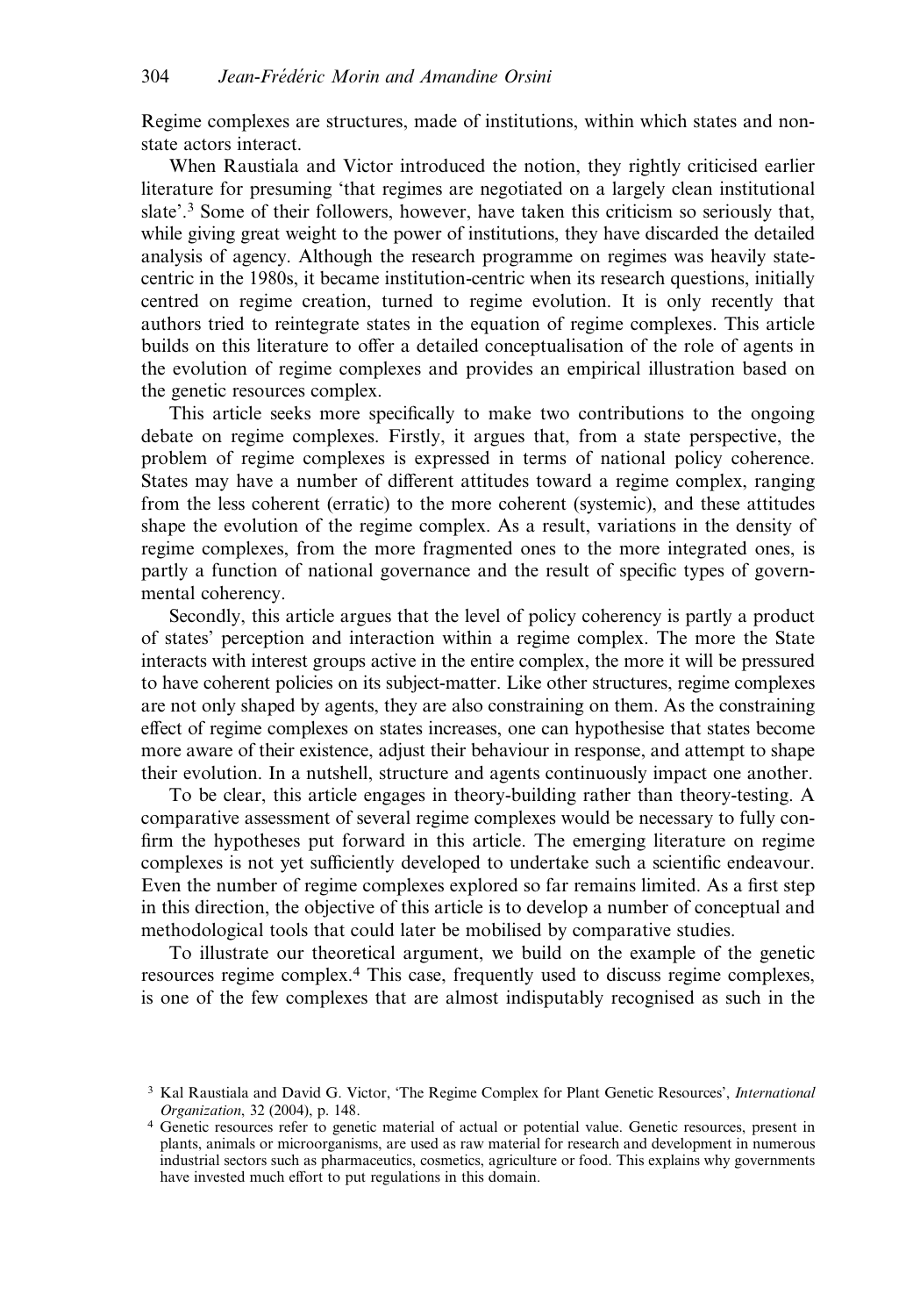Regime complexes are structures, made of institutions, within which states and non-state actors interact.

When Raustiala and Victor introduced the notion, they rightly criticised earlier literature for presuming 'that regimes are negotiated on a largely clean institutional slate'.[3] Some of their followers, however, have taken this criticism so seriously that, while giving great weight to the power of institutions, they have discarded the detailed analysis of agency. Although the research programme on regimes was heavily state-centric in the 1980s, it became institution-centric when its research questions, initially centred on regime creation, turned to regime evolution. It is only recently that authors tried to reintegrate states in the equation of regime complexes. This article builds on this literature to offer a detailed conceptualisation of the role of agents in the evolution of regime complexes and provides an empirical illustration based on the genetic resources complex.

This article seeks more specifically to make two contributions to the ongoing debate on regime complexes. Firstly, it argues that, from a state perspective, the problem of regime complexes is expressed in terms of national policy coherence. States may have a number of different attitudes toward a regime complex, ranging from the less coherent (erratic) to the more coherent (systemic), and these attitudes shape the evolution of the regime complex. As a result, variations in the density of regime complexes, from the more fragmented ones to the more integrated ones, is partly a function of national governance and the result of specific types of governmental coherency.

Secondly, this article argues that the level of policy coherency is partly a product of states' perception and interaction within a regime complex. The more the State interacts with interest groups active in the entire complex, the more it will be pressured to have coherent policies on its subject-matter. Like other structures, regime complexes are not only shaped by agents, they are also constraining on them. As the constraining effect of regime complexes on states increases, one can hypothesise that states become more aware of their existence, adjust their behaviour in response, and attempt to shape their evolution. In a nutshell, structure and agents continuously impact one another.

To be clear, this article engages in theory-building rather than theory-testing. A comparative assessment of several regime complexes would be necessary to fully confirm the hypotheses put forward in this article. The emerging literature on regime complexes is not yet sufficiently developed to undertake such a scientific endeavour. Even the number of regime complexes explored so far remains limited. As a first step in this direction, the objective of this article is to develop a number of conceptual and methodological tools that could later be mobilised by comparative studies.

To illustrate our theoretical argument, we build on the example of the genetic resources regime complex.[4] This case, frequently used to discuss regime complexes, is one of the few complexes that are almost indisputably recognised as such in the

[3] Kal Raustiala and David G. Victor, 'The Regime Complex for Plant Genetic Resources', *International Organization*, 32 (2004), p. 148.

[4] Genetic resources refer to genetic material of actual or potential value. Genetic resources, present in plants, animals or microorganisms, are used as raw material for research and development in numerous industrial sectors such as pharmaceutics, cosmetics, agriculture or food. This explains why governments have invested much effort to put regulations in this domain.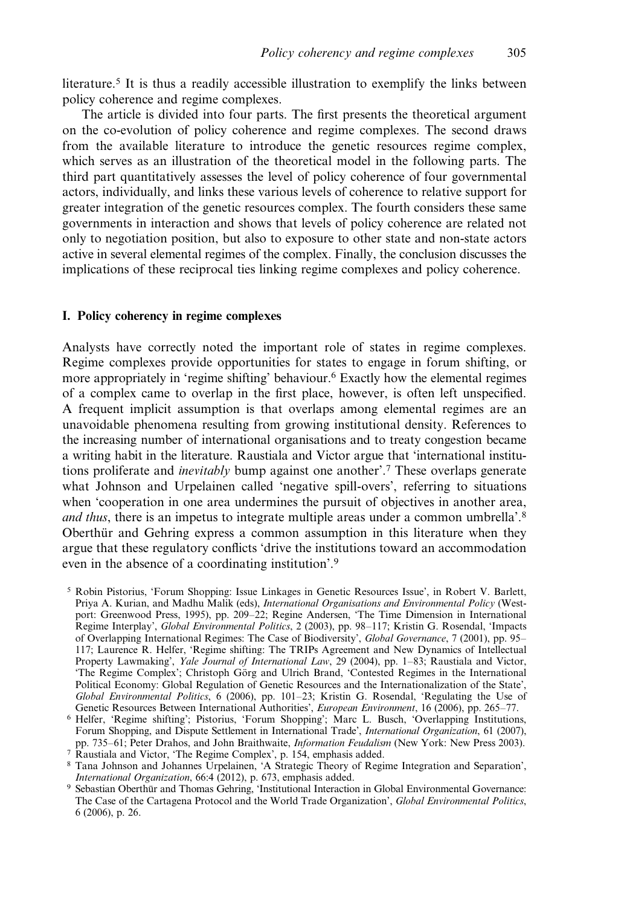literature.[5] It is thus a readily accessible illustration to exemplify the links between policy coherence and regime complexes.

The article is divided into four parts. The first presents the theoretical argument on the co-evolution of policy coherence and regime complexes. The second draws from the available literature to introduce the genetic resources regime complex, which serves as an illustration of the theoretical model in the following parts. The third part quantitatively assesses the level of policy coherence of four governmental actors, individually, and links these various levels of coherence to relative support for greater integration of the genetic resources complex. The fourth considers these same governments in interaction and shows that levels of policy coherence are related not only to negotiation position, but also to exposure to other state and non-state actors active in several elemental regimes of the complex. Finally, the conclusion discusses the implications of these reciprocal ties linking regime complexes and policy coherence.

## I. Policy coherency in regime complexes

Analysts have correctly noted the important role of states in regime complexes. Regime complexes provide opportunities for states to engage in forum shifting, or more appropriately in 'regime shifting' behaviour.[6] Exactly how the elemental regimes of a complex came to overlap in the first place, however, is often left unspecified. A frequent implicit assumption is that overlaps among elemental regimes are an unavoidable phenomena resulting from growing institutional density. References to the increasing number of international organisations and to treaty congestion became a writing habit in the literature. Raustiala and Victor argue that 'international institutions proliferate and *inevitably* bump against one another'.[7] These overlaps generate what Johnson and Urpelainen called 'negative spill-overs', referring to situations when 'cooperation in one area undermines the pursuit of objectives in another area, *and thus*, there is an impetus to integrate multiple areas under a common umbrella'.[8] Oberthür and Gehring express a common assumption in this literature when they argue that these regulatory conflicts 'drive the institutions toward an accommodation even in the absence of a coordinating institution'.[9]

[5] Robin Pistorius, 'Forum Shopping: Issue Linkages in Genetic Resources Issue', in Robert V. Barlett, Priya A. Kurian, and Madhu Malik (eds), *International Organisations and Environmental Policy* (Westport: Greenwood Press, 1995), pp. 209–22; Regine Andersen, 'The Time Dimension in International Regime Interplay', *Global Environmental Politics*, 2 (2003), pp. 98–117; Kristin G. Rosendal, 'Impacts of Overlapping International Regimes: The Case of Biodiversity', *Global Governance*, 7 (2001), pp. 95–117; Laurence R. Helfer, 'Regime shifting: The TRIPs Agreement and New Dynamics of Intellectual Property Lawmaking', *Yale Journal of International Law*, 29 (2004), pp. 1–83; Raustiala and Victor, 'The Regime Complex'; Christoph Görg and Ulrich Brand, 'Contested Regimes in the International Political Economy: Global Regulation of Genetic Resources and the Internationalization of the State', *Global Environmental Politics*, 6 (2006), pp. 101–23; Kristin G. Rosendal, 'Regulating the Use of Genetic Resources Between International Authorities', *European Environment*, 16 (2006), pp. 265–77.

[6] Helfer, 'Regime shifting'; Pistorius, 'Forum Shopping'; Marc L. Busch, 'Overlapping Institutions, Forum Shopping, and Dispute Settlement in International Trade', *International Organization*, 61 (2007), pp. 735–61; Peter Drahos, and John Braithwaite, *Information Feudalism* (New York: New Press 2003).

[7] Raustiala and Victor, 'The Regime Complex', p. 154, emphasis added.

[8] Tana Johnson and Johannes Urpelainen, 'A Strategic Theory of Regime Integration and Separation', *International Organization*, 66:4 (2012), p. 673, emphasis added.

[9] Sebastian Oberthür and Thomas Gehring, 'Institutional Interaction in Global Environmental Governance: The Case of the Cartagena Protocol and the World Trade Organization', *Global Environmental Politics*, 6 (2006), p. 26.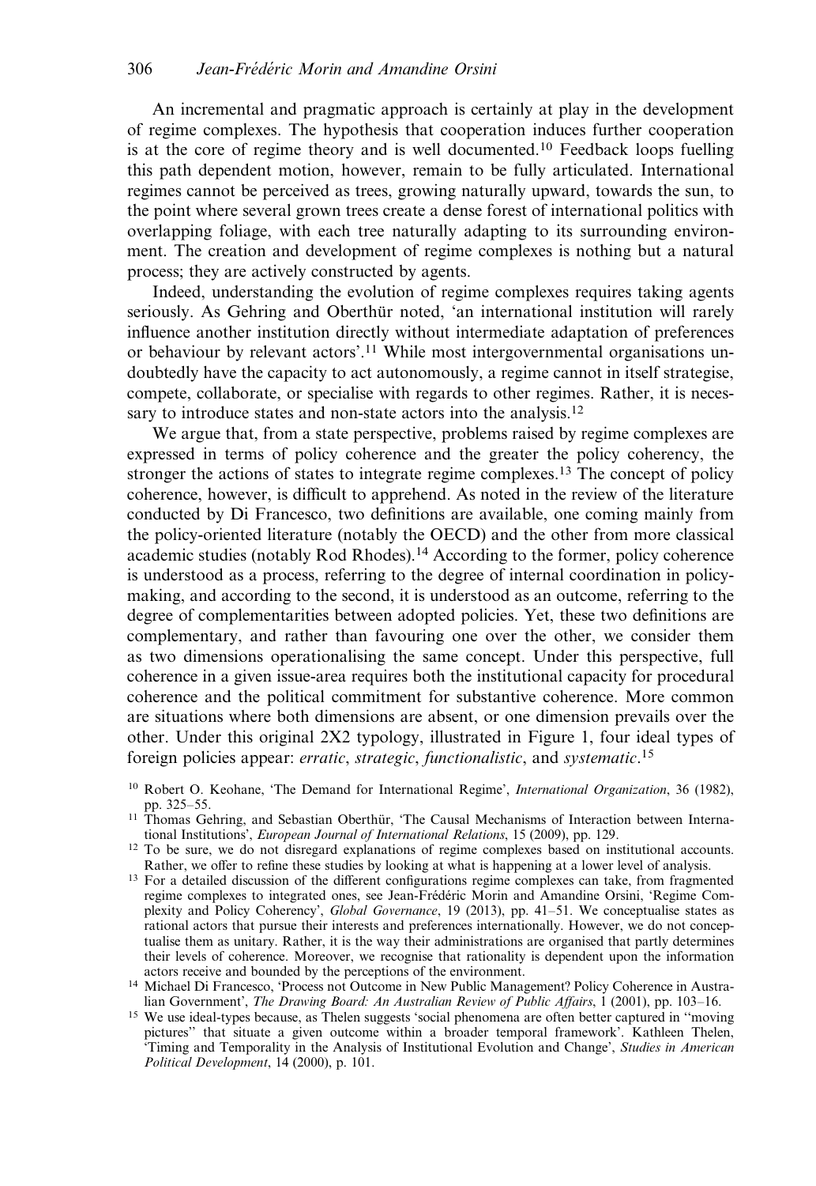An incremental and pragmatic approach is certainly at play in the development of regime complexes. The hypothesis that cooperation induces further cooperation is at the core of regime theory and is well documented.[10] Feedback loops fuelling this path dependent motion, however, remain to be fully articulated. International regimes cannot be perceived as trees, growing naturally upward, towards the sun, to the point where several grown trees create a dense forest of international politics with overlapping foliage, with each tree naturally adapting to its surrounding environment. The creation and development of regime complexes is nothing but a natural process; they are actively constructed by agents.

Indeed, understanding the evolution of regime complexes requires taking agents seriously. As Gehring and Oberthür noted, 'an international institution will rarely influence another institution directly without intermediate adaptation of preferences or behaviour by relevant actors'.[11] While most intergovernmental organisations undoubtedly have the capacity to act autonomously, a regime cannot in itself strategise, compete, collaborate, or specialise with regards to other regimes. Rather, it is necessary to introduce states and non-state actors into the analysis.[12]

We argue that, from a state perspective, problems raised by regime complexes are expressed in terms of policy coherence and the greater the policy coherency, the stronger the actions of states to integrate regime complexes.[13] The concept of policy coherence, however, is difficult to apprehend. As noted in the review of the literature conducted by Di Francesco, two definitions are available, one coming mainly from the policy-oriented literature (notably the OECD) and the other from more classical academic studies (notably Rod Rhodes).[14] According to the former, policy coherence is understood as a process, referring to the degree of internal coordination in policy-making, and according to the second, it is understood as an outcome, referring to the degree of complementarities between adopted policies. Yet, these two definitions are complementary, and rather than favouring one over the other, we consider them as two dimensions operationalising the same concept. Under this perspective, full coherence in a given issue-area requires both the institutional capacity for procedural coherence and the political commitment for substantive coherence. More common are situations where both dimensions are absent, or one dimension prevails over the other. Under this original 2X2 typology, illustrated in Figure 1, four ideal types of foreign policies appear: *erratic*, *strategic*, *functionalistic*, and *systematic*.[15]

---

[10] Robert O. Keohane, 'The Demand for International Regime', *International Organization*, 36 (1982), pp. 325–55.

[11] Thomas Gehring, and Sebastian Oberthür, 'The Causal Mechanisms of Interaction between International Institutions', *European Journal of International Relations*, 15 (2009), pp. 129.

[12] To be sure, we do not disregard explanations of regime complexes based on institutional accounts. Rather, we offer to refine these studies by looking at what is happening at a lower level of analysis.

[13] For a detailed discussion of the different configurations regime complexes can take, from fragmented regime complexes to integrated ones, see Jean-Frédéric Morin and Amandine Orsini, 'Regime Complexity and Policy Coherency', *Global Governance*, 19 (2013), pp. 41–51. We conceptualise states as rational actors that pursue their interests and preferences internationally. However, we do not conceptualise them as unitary. Rather, it is the way their administrations are organised that partly determines their levels of coherence. Moreover, we recognise that rationality is dependent upon the information actors receive and bounded by the perceptions of the environment.

[14] Michael Di Francesco, 'Process not Outcome in New Public Management? Policy Coherence in Australian Government', *The Drawing Board: An Australian Review of Public Affairs*, 1 (2001), pp. 103–16.

[15] We use ideal-types because, as Thelen suggests 'social phenomena are often better captured in "moving pictures" that situate a given outcome within a broader temporal framework'. Kathleen Thelen, 'Timing and Temporality in the Analysis of Institutional Evolution and Change', *Studies in American Political Development*, 14 (2000), p. 101.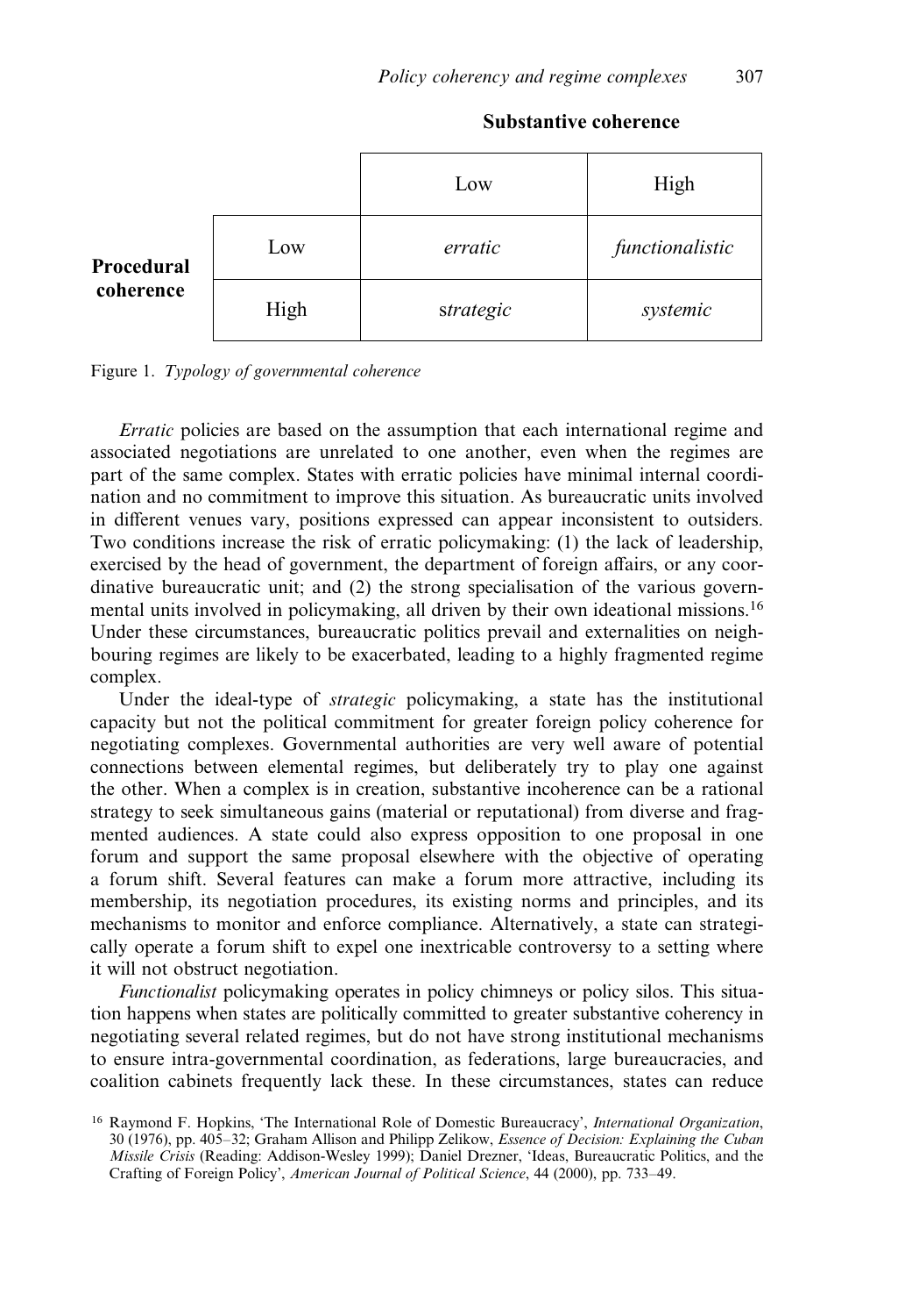|  |  | **Substantive coherence** |  |
|---|---|---|---|
|  |  | Low | High |
| **Procedural coherence** | Low | *erratic* | *functionalistic* |
|  | High | *strategic* | *systemic* |

Figure 1. *Typology of governmental coherence*

*Erratic* policies are based on the assumption that each international regime and associated negotiations are unrelated to one another, even when the regimes are part of the same complex. States with erratic policies have minimal internal coordination and no commitment to improve this situation. As bureaucratic units involved in different venues vary, positions expressed can appear inconsistent to outsiders. Two conditions increase the risk of erratic policymaking: (1) the lack of leadership, exercised by the head of government, the department of foreign affairs, or any coordinative bureaucratic unit; and (2) the strong specialisation of the various governmental units involved in policymaking, all driven by their own ideational missions.[16] Under these circumstances, bureaucratic politics prevail and externalities on neighbouring regimes are likely to be exacerbated, leading to a highly fragmented regime complex.

Under the ideal-type of *strategic* policymaking, a state has the institutional capacity but not the political commitment for greater foreign policy coherence for negotiating complexes. Governmental authorities are very well aware of potential connections between elemental regimes, but deliberately try to play one against the other. When a complex is in creation, substantive incoherence can be a rational strategy to seek simultaneous gains (material or reputational) from diverse and fragmented audiences. A state could also express opposition to one proposal in one forum and support the same proposal elsewhere with the objective of operating a forum shift. Several features can make a forum more attractive, including its membership, its negotiation procedures, its existing norms and principles, and its mechanisms to monitor and enforce compliance. Alternatively, a state can strategically operate a forum shift to expel one inextricable controversy to a setting where it will not obstruct negotiation.

*Functionalist* policymaking operates in policy chimneys or policy silos. This situation happens when states are politically committed to greater substantive coherency in negotiating several related regimes, but do not have strong institutional mechanisms to ensure intra-governmental coordination, as federations, large bureaucracies, and coalition cabinets frequently lack these. In these circumstances, states can reduce

[16] Raymond F. Hopkins, 'The International Role of Domestic Bureaucracy', *International Organization*, 30 (1976), pp. 405–32; Graham Allison and Philipp Zelikow, *Essence of Decision: Explaining the Cuban Missile Crisis* (Reading: Addison-Wesley 1999); Daniel Drezner, 'Ideas, Bureaucratic Politics, and the Crafting of Foreign Policy', *American Journal of Political Science*, 44 (2000), pp. 733–49.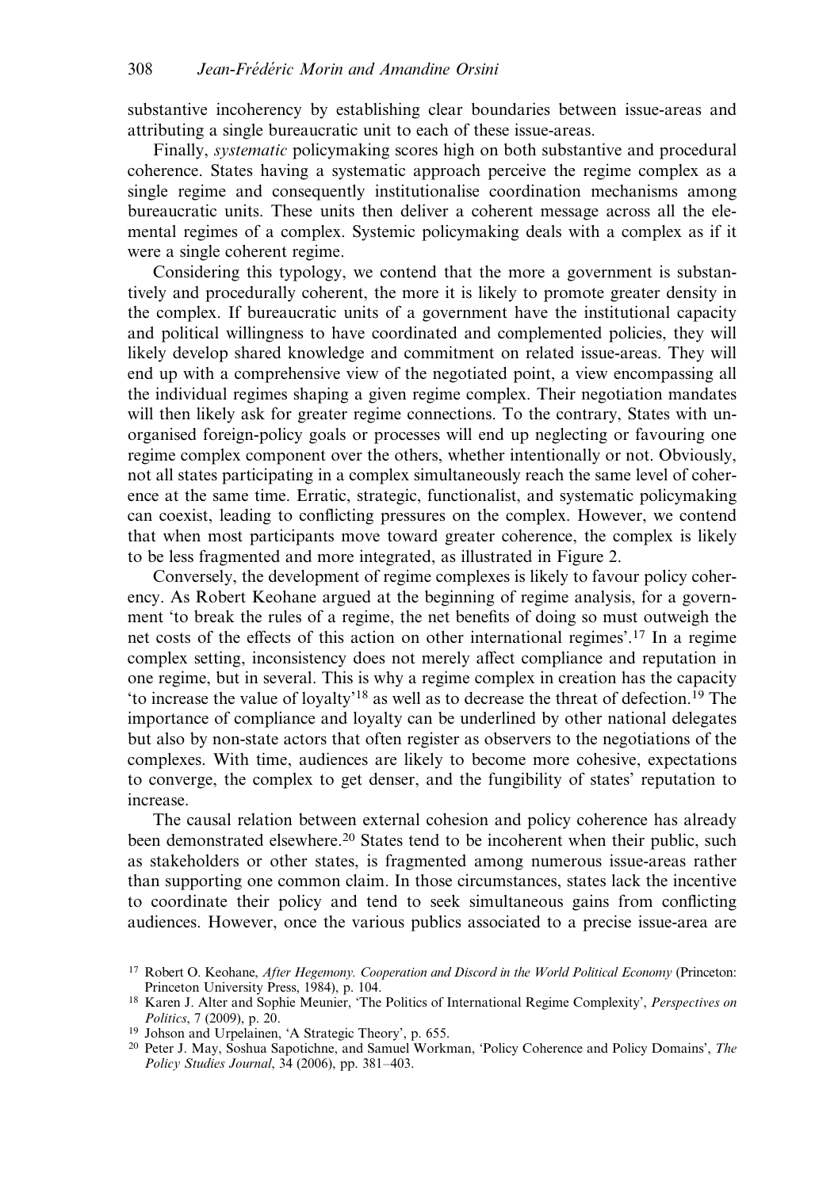substantive incoherency by establishing clear boundaries between issue-areas and attributing a single bureaucratic unit to each of these issue-areas.

Finally, *systematic* policymaking scores high on both substantive and procedural coherence. States having a systematic approach perceive the regime complex as a single regime and consequently institutionalise coordination mechanisms among bureaucratic units. These units then deliver a coherent message across all the elemental regimes of a complex. Systemic policymaking deals with a complex as if it were a single coherent regime.

Considering this typology, we contend that the more a government is substantively and procedurally coherent, the more it is likely to promote greater density in the complex. If bureaucratic units of a government have the institutional capacity and political willingness to have coordinated and complemented policies, they will likely develop shared knowledge and commitment on related issue-areas. They will end up with a comprehensive view of the negotiated point, a view encompassing all the individual regimes shaping a given regime complex. Their negotiation mandates will then likely ask for greater regime connections. To the contrary, States with unorganised foreign-policy goals or processes will end up neglecting or favouring one regime complex component over the others, whether intentionally or not. Obviously, not all states participating in a complex simultaneously reach the same level of coherence at the same time. Erratic, strategic, functionalist, and systematic policymaking can coexist, leading to conflicting pressures on the complex. However, we contend that when most participants move toward greater coherence, the complex is likely to be less fragmented and more integrated, as illustrated in Figure 2.

Conversely, the development of regime complexes is likely to favour policy coherency. As Robert Keohane argued at the beginning of regime analysis, for a government 'to break the rules of a regime, the net benefits of doing so must outweigh the net costs of the effects of this action on other international regimes'.[17] In a regime complex setting, inconsistency does not merely affect compliance and reputation in one regime, but in several. This is why a regime complex in creation has the capacity 'to increase the value of loyalty'[18] as well as to decrease the threat of defection.[19] The importance of compliance and loyalty can be underlined by other national delegates but also by non-state actors that often register as observers to the negotiations of the complexes. With time, audiences are likely to become more cohesive, expectations to converge, the complex to get denser, and the fungibility of states' reputation to increase.

The causal relation between external cohesion and policy coherence has already been demonstrated elsewhere.[20] States tend to be incoherent when their public, such as stakeholders or other states, is fragmented among numerous issue-areas rather than supporting one common claim. In those circumstances, states lack the incentive to coordinate their policy and tend to seek simultaneous gains from conflicting audiences. However, once the various publics associated to a precise issue-area are

[17] Robert O. Keohane, *After Hegemony. Cooperation and Discord in the World Political Economy* (Princeton: Princeton University Press, 1984), p. 104.

[18] Karen J. Alter and Sophie Meunier, 'The Politics of International Regime Complexity', *Perspectives on Politics*, 7 (2009), p. 20.

[19] Johson and Urpelainen, 'A Strategic Theory', p. 655.

[20] Peter J. May, Soshua Sapotichne, and Samuel Workman, 'Policy Coherence and Policy Domains', *The Policy Studies Journal*, 34 (2006), pp. 381–403.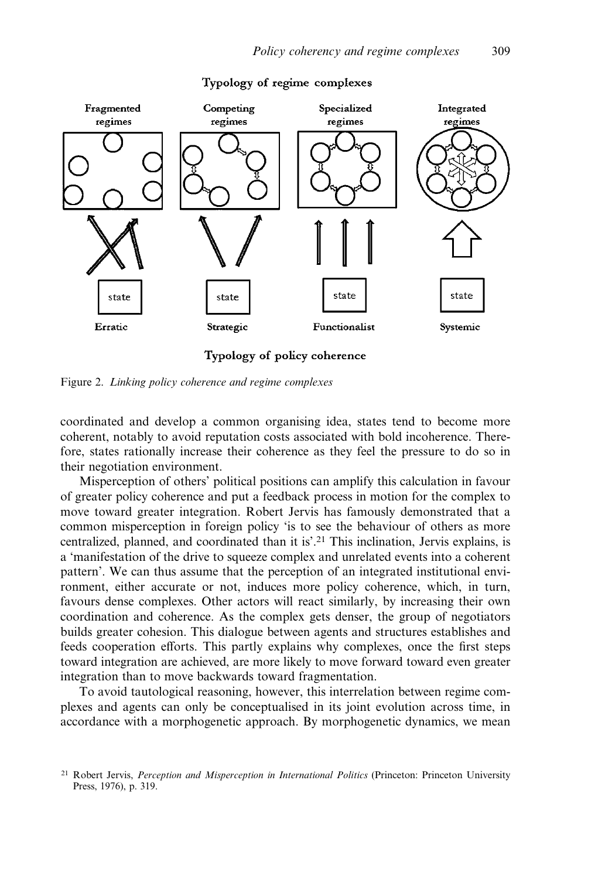Typology of regime complexes

Fragmented regimes | Competing regimes | Specialized regimes | Integrated regimes

Erratic | Strategic | Functionalist | Systemic

Typology of policy coherence

Figure 2. *Linking policy coherence and regime complexes*

coordinated and develop a common organising idea, states tend to become more coherent, notably to avoid reputation costs associated with bold incoherence. Therefore, states rationally increase their coherence as they feel the pressure to do so in their negotiation environment.

Misperception of others' political positions can amplify this calculation in favour of greater policy coherence and put a feedback process in motion for the complex to move toward greater integration. Robert Jervis has famously demonstrated that a common misperception in foreign policy 'is to see the behaviour of others as more centralized, planned, and coordinated than it is'.[21] This inclination, Jervis explains, is a 'manifestation of the drive to squeeze complex and unrelated events into a coherent pattern'. We can thus assume that the perception of an integrated institutional environment, either accurate or not, induces more policy coherence, which, in turn, favours dense complexes. Other actors will react similarly, by increasing their own coordination and coherence. As the complex gets denser, the group of negotiators builds greater cohesion. This dialogue between agents and structures establishes and feeds cooperation efforts. This partly explains why complexes, once the first steps toward integration are achieved, are more likely to move forward toward even greater integration than to move backwards toward fragmentation.

To avoid tautological reasoning, however, this interrelation between regime complexes and agents can only be conceptualised in its joint evolution across time, in accordance with a morphogenetic approach. By morphogenetic dynamics, we mean

[21] Robert Jervis, *Perception and Misperception in International Politics* (Princeton: Princeton University Press, 1976), p. 319.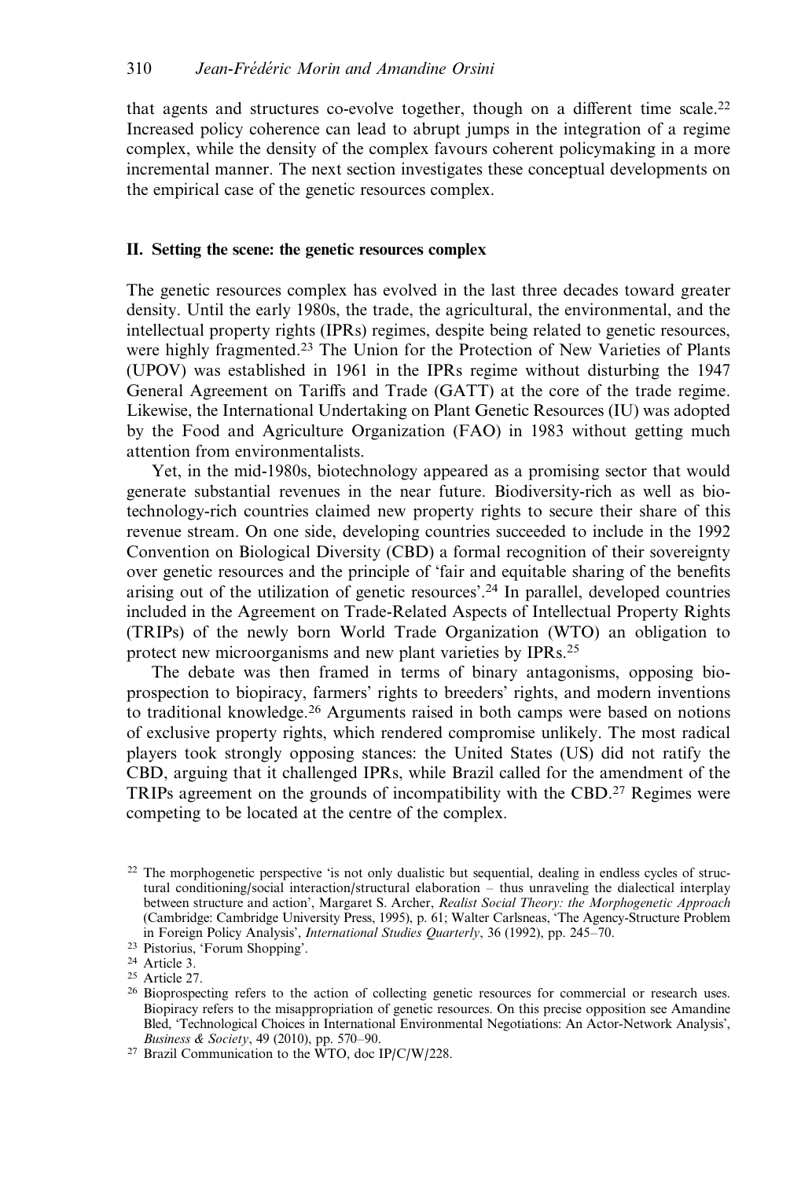that agents and structures co-evolve together, though on a different time scale.[22] Increased policy coherence can lead to abrupt jumps in the integration of a regime complex, while the density of the complex favours coherent policymaking in a more incremental manner. The next section investigates these conceptual developments on the empirical case of the genetic resources complex.

## II. Setting the scene: the genetic resources complex

The genetic resources complex has evolved in the last three decades toward greater density. Until the early 1980s, the trade, the agricultural, the environmental, and the intellectual property rights (IPRs) regimes, despite being related to genetic resources, were highly fragmented.[23] The Union for the Protection of New Varieties of Plants (UPOV) was established in 1961 in the IPRs regime without disturbing the 1947 General Agreement on Tariffs and Trade (GATT) at the core of the trade regime. Likewise, the International Undertaking on Plant Genetic Resources (IU) was adopted by the Food and Agriculture Organization (FAO) in 1983 without getting much attention from environmentalists.

Yet, in the mid-1980s, biotechnology appeared as a promising sector that would generate substantial revenues in the near future. Biodiversity-rich as well as biotechnology-rich countries claimed new property rights to secure their share of this revenue stream. On one side, developing countries succeeded to include in the 1992 Convention on Biological Diversity (CBD) a formal recognition of their sovereignty over genetic resources and the principle of 'fair and equitable sharing of the benefits arising out of the utilization of genetic resources'.[24] In parallel, developed countries included in the Agreement on Trade-Related Aspects of Intellectual Property Rights (TRIPs) of the newly born World Trade Organization (WTO) an obligation to protect new microorganisms and new plant varieties by IPRs.[25]

The debate was then framed in terms of binary antagonisms, opposing bioprospection to biopiracy, farmers' rights to breeders' rights, and modern inventions to traditional knowledge.[26] Arguments raised in both camps were based on notions of exclusive property rights, which rendered compromise unlikely. The most radical players took strongly opposing stances: the United States (US) did not ratify the CBD, arguing that it challenged IPRs, while Brazil called for the amendment of the TRIPs agreement on the grounds of incompatibility with the CBD.[27] Regimes were competing to be located at the centre of the complex.

---

[22] The morphogenetic perspective 'is not only dualistic but sequential, dealing in endless cycles of structural conditioning/social interaction/structural elaboration – thus unraveling the dialectical interplay between structure and action', Margaret S. Archer, *Realist Social Theory: the Morphogenetic Approach* (Cambridge: Cambridge University Press, 1995), p. 61; Walter Carlsneas, 'The Agency-Structure Problem in Foreign Policy Analysis', *International Studies Quarterly*, 36 (1992), pp. 245–70.

[23] Pistorius, 'Forum Shopping'.

[24] Article 3.

[25] Article 27.

[26] Bioprospecting refers to the action of collecting genetic resources for commercial or research uses. Biopiracy refers to the misappropriation of genetic resources. On this precise opposition see Amandine Bled, 'Technological Choices in International Environmental Negotiations: An Actor-Network Analysis', *Business & Society*, 49 (2010), pp. 570–90.

[27] Brazil Communication to the WTO, doc IP/C/W/228.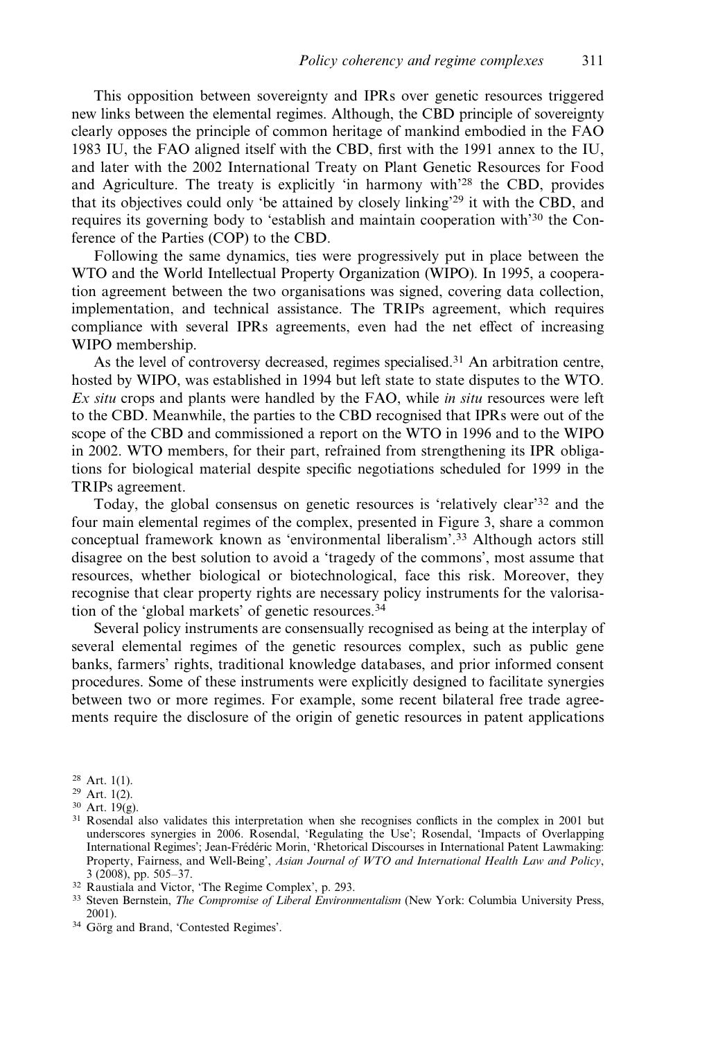This opposition between sovereignty and IPRs over genetic resources triggered new links between the elemental regimes. Although, the CBD principle of sovereignty clearly opposes the principle of common heritage of mankind embodied in the FAO 1983 IU, the FAO aligned itself with the CBD, first with the 1991 annex to the IU, and later with the 2002 International Treaty on Plant Genetic Resources for Food and Agriculture. The treaty is explicitly 'in harmony with'[28] the CBD, provides that its objectives could only 'be attained by closely linking'[29] it with the CBD, and requires its governing body to 'establish and maintain cooperation with'[30] the Conference of the Parties (COP) to the CBD.

Following the same dynamics, ties were progressively put in place between the WTO and the World Intellectual Property Organization (WIPO). In 1995, a cooperation agreement between the two organisations was signed, covering data collection, implementation, and technical assistance. The TRIPs agreement, which requires compliance with several IPRs agreements, even had the net effect of increasing WIPO membership.

As the level of controversy decreased, regimes specialised.[31] An arbitration centre, hosted by WIPO, was established in 1994 but left state to state disputes to the WTO. *Ex situ* crops and plants were handled by the FAO, while *in situ* resources were left to the CBD. Meanwhile, the parties to the CBD recognised that IPRs were out of the scope of the CBD and commissioned a report on the WTO in 1996 and to the WIPO in 2002. WTO members, for their part, refrained from strengthening its IPR obligations for biological material despite specific negotiations scheduled for 1999 in the TRIPs agreement.

Today, the global consensus on genetic resources is 'relatively clear'[32] and the four main elemental regimes of the complex, presented in Figure 3, share a common conceptual framework known as 'environmental liberalism'.[33] Although actors still disagree on the best solution to avoid a 'tragedy of the commons', most assume that resources, whether biological or biotechnological, face this risk. Moreover, they recognise that clear property rights are necessary policy instruments for the valorisation of the 'global markets' of genetic resources.[34]

Several policy instruments are consensually recognised as being at the interplay of several elemental regimes of the genetic resources complex, such as public gene banks, farmers' rights, traditional knowledge databases, and prior informed consent procedures. Some of these instruments were explicitly designed to facilitate synergies between two or more regimes. For example, some recent bilateral free trade agreements require the disclosure of the origin of genetic resources in patent applications

[28] Art. 1(1).

[29] Art. 1(2).

[30] Art. 19(g).

[31] Rosendal also validates this interpretation when she recognises conflicts in the complex in 2001 but underscores synergies in 2006. Rosendal, 'Regulating the Use'; Rosendal, 'Impacts of Overlapping International Regimes'; Jean-Frédéric Morin, 'Rhetorical Discourses in International Patent Lawmaking: Property, Fairness, and Well-Being', *Asian Journal of WTO and International Health Law and Policy*, 3 (2008), pp. 505–37.

[32] Raustiala and Victor, 'The Regime Complex', p. 293.

[33] Steven Bernstein, *The Compromise of Liberal Environmentalism* (New York: Columbia University Press, 2001).

[34] Görg and Brand, 'Contested Regimes'.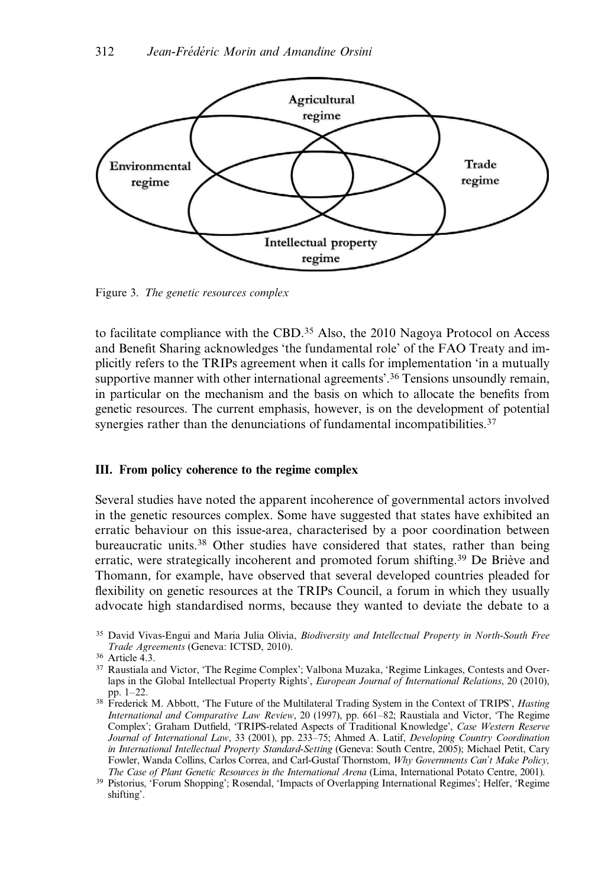Figure 3. *The genetic resources complex*

to facilitate compliance with the CBD.[35] Also, the 2010 Nagoya Protocol on Access and Benefit Sharing acknowledges 'the fundamental role' of the FAO Treaty and implicitly refers to the TRIPs agreement when it calls for implementation 'in a mutually supportive manner with other international agreements'.[36] Tensions unsoundly remain, in particular on the mechanism and the basis on which to allocate the benefits from genetic resources. The current emphasis, however, is on the development of potential synergies rather than the denunciations of fundamental incompatibilities.[37]

## III. From policy coherence to the regime complex

Several studies have noted the apparent incoherence of governmental actors involved in the genetic resources complex. Some have suggested that states have exhibited an erratic behaviour on this issue-area, characterised by a poor coordination between bureaucratic units.[38] Other studies have considered that states, rather than being erratic, were strategically incoherent and promoted forum shifting.[39] De Briève and Thomann, for example, have observed that several developed countries pleaded for flexibility on genetic resources at the TRIPs Council, a forum in which they usually advocate high standardised norms, because they wanted to deviate the debate to a

[35] David Vivas-Engui and Maria Julia Olivia, *Biodiversity and Intellectual Property in North-South Free Trade Agreements* (Geneva: ICTSD, 2010).

[36] Article 4.3.

[37] Raustiala and Victor, 'The Regime Complex'; Valbona Muzaka, 'Regime Linkages, Contests and Overlaps in the Global Intellectual Property Rights', *European Journal of International Relations*, 20 (2010), pp. 1–22.

[38] Frederick M. Abbott, 'The Future of the Multilateral Trading System in the Context of TRIPS', *Hasting International and Comparative Law Review*, 20 (1997), pp. 661–82; Raustiala and Victor, 'The Regime Complex'; Graham Dutfield, 'TRIPS-related Aspects of Traditional Knowledge', *Case Western Reserve Journal of International Law*, 33 (2001), pp. 233–75; Ahmed A. Latif, *Developing Country Coordination in International Intellectual Property Standard-Setting* (Geneva: South Centre, 2005); Michael Petit, Cary Fowler, Wanda Collins, Carlos Correa, and Carl-Gustaf Thornstom, *Why Governments Can't Make Policy, The Case of Plant Genetic Resources in the International Arena* (Lima, International Potato Centre, 2001).

[39] Pistorius, 'Forum Shopping'; Rosendal, 'Impacts of Overlapping International Regimes'; Helfer, 'Regime shifting'.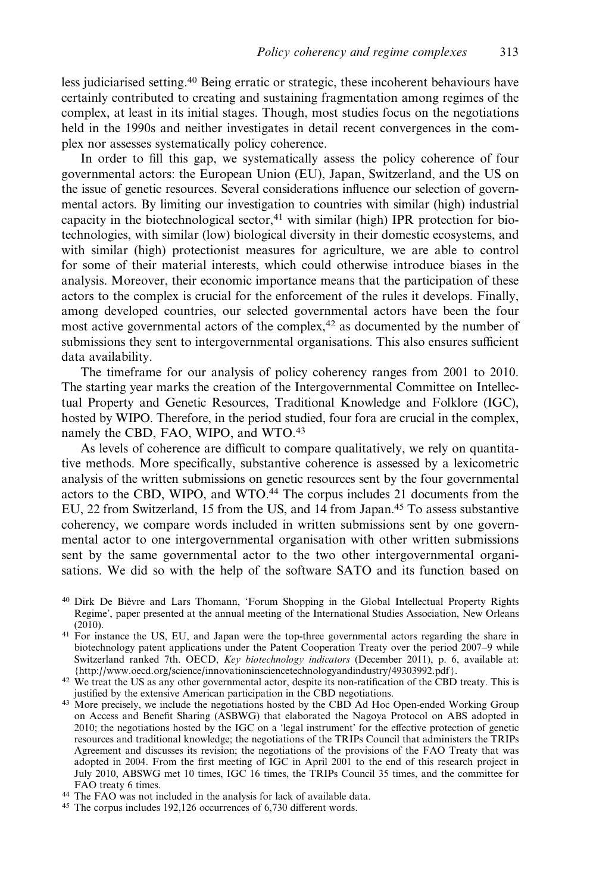less judiciarised setting.[40] Being erratic or strategic, these incoherent behaviours have certainly contributed to creating and sustaining fragmentation among regimes of the complex, at least in its initial stages. Though, most studies focus on the negotiations held in the 1990s and neither investigates in detail recent convergences in the complex nor assesses systematically policy coherence.

In order to fill this gap, we systematically assess the policy coherence of four governmental actors: the European Union (EU), Japan, Switzerland, and the US on the issue of genetic resources. Several considerations influence our selection of governmental actors. By limiting our investigation to countries with similar (high) industrial capacity in the biotechnological sector,[41] with similar (high) IPR protection for biotechnologies, with similar (low) biological diversity in their domestic ecosystems, and with similar (high) protectionist measures for agriculture, we are able to control for some of their material interests, which could otherwise introduce biases in the analysis. Moreover, their economic importance means that the participation of these actors to the complex is crucial for the enforcement of the rules it develops. Finally, among developed countries, our selected governmental actors have been the four most active governmental actors of the complex,[42] as documented by the number of submissions they sent to intergovernmental organisations. This also ensures sufficient data availability.

The timeframe for our analysis of policy coherency ranges from 2001 to 2010. The starting year marks the creation of the Intergovernmental Committee on Intellectual Property and Genetic Resources, Traditional Knowledge and Folklore (IGC), hosted by WIPO. Therefore, in the period studied, four fora are crucial in the complex, namely the CBD, FAO, WIPO, and WTO.[43]

As levels of coherence are difficult to compare qualitatively, we rely on quantitative methods. More specifically, substantive coherence is assessed by a lexicometric analysis of the written submissions on genetic resources sent by the four governmental actors to the CBD, WIPO, and WTO.[44] The corpus includes 21 documents from the EU, 22 from Switzerland, 15 from the US, and 14 from Japan.[45] To assess substantive coherency, we compare words included in written submissions sent by one governmental actor to one intergovernmental organisation with other written submissions sent by the same governmental actor to the two other intergovernmental organisations. We did so with the help of the software SATO and its function based on

[40] Dirk De Bièvre and Lars Thomann, 'Forum Shopping in the Global Intellectual Property Rights Regime', paper presented at the annual meeting of the International Studies Association, New Orleans (2010).

[41] For instance the US, EU, and Japan were the top-three governmental actors regarding the share in biotechnology patent applications under the Patent Cooperation Treaty over the period 2007–9 while Switzerland ranked 7th. OECD, *Key biotechnology indicators* (December 2011), p. 6, available at: {http://www.oecd.org/science/innovationinsciencetechnologyandindustry/49303992.pdf}.

[42] We treat the US as any other governmental actor, despite its non-ratification of the CBD treaty. This is justified by the extensive American participation in the CBD negotiations.

[43] More precisely, we include the negotiations hosted by the CBD Ad Hoc Open-ended Working Group on Access and Benefit Sharing (ASBWG) that elaborated the Nagoya Protocol on ABS adopted in 2010; the negotiations hosted by the IGC on a 'legal instrument' for the effective protection of genetic resources and traditional knowledge; the negotiations of the TRIPs Council that administers the TRIPs Agreement and discusses its revision; the negotiations of the provisions of the FAO Treaty that was adopted in 2004. From the first meeting of IGC in April 2001 to the end of this research project in July 2010, ABSWG met 10 times, IGC 16 times, the TRIPs Council 35 times, and the committee for FAO treaty 6 times.

[44] The FAO was not included in the analysis for lack of available data.

[45] The corpus includes 192,126 occurrences of 6,730 different words.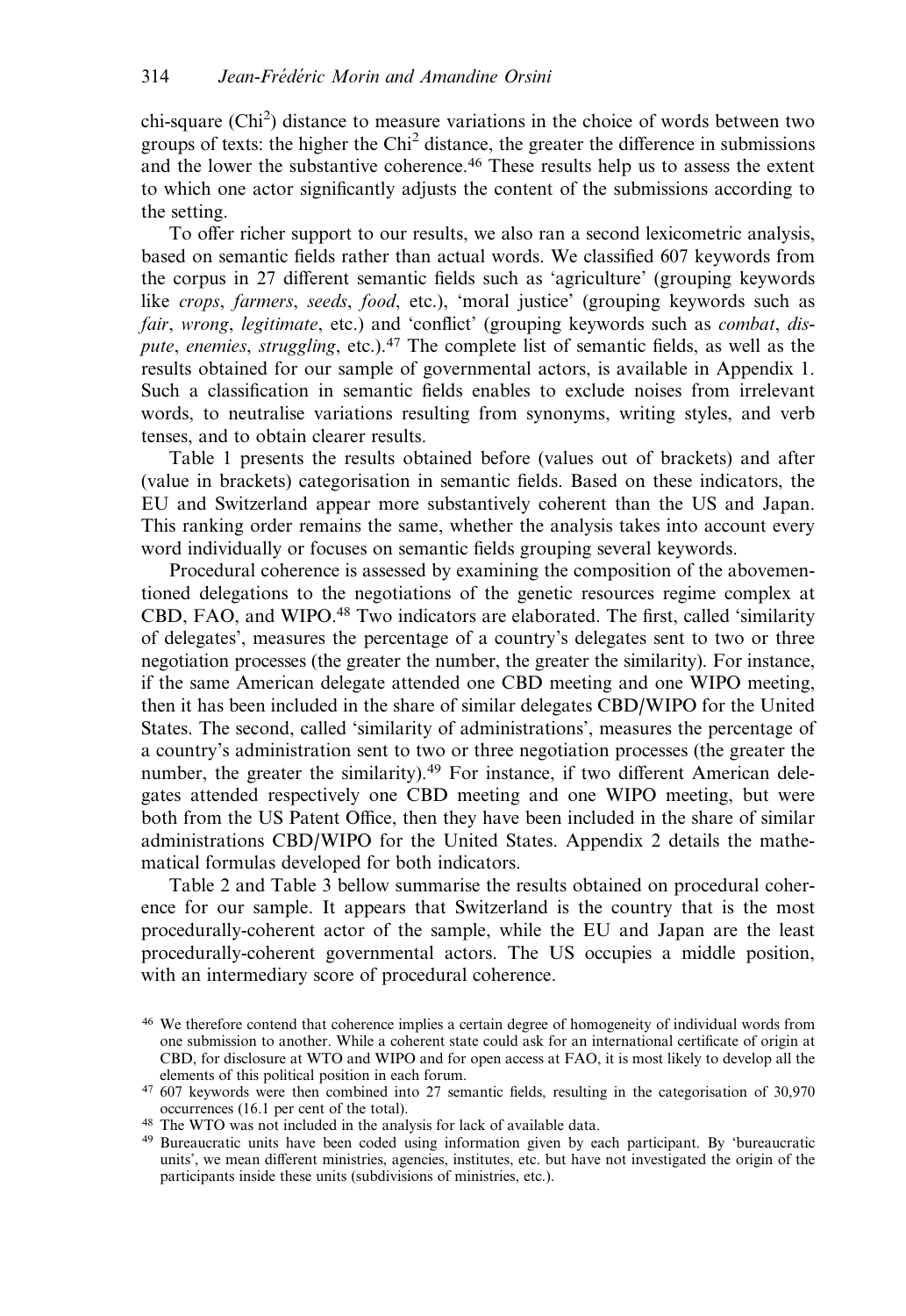chi-square (Chi$^2$) distance to measure variations in the choice of words between two groups of texts: the higher the Chi$^2$ distance, the greater the difference in submissions and the lower the substantive coherence.[46] These results help us to assess the extent to which one actor significantly adjusts the content of the submissions according to the setting.

To offer richer support to our results, we also ran a second lexicometric analysis, based on semantic fields rather than actual words. We classified 607 keywords from the corpus in 27 different semantic fields such as 'agriculture' (grouping keywords like *crops*, *farmers*, *seeds*, *food*, etc.), 'moral justice' (grouping keywords such as *fair*, *wrong*, *legitimate*, etc.) and 'conflict' (grouping keywords such as *combat*, *dispute*, *enemies*, *struggling*, etc.).[47] The complete list of semantic fields, as well as the results obtained for our sample of governmental actors, is available in Appendix 1. Such a classification in semantic fields enables to exclude noises from irrelevant words, to neutralise variations resulting from synonyms, writing styles, and verb tenses, and to obtain clearer results.

Table 1 presents the results obtained before (values out of brackets) and after (value in brackets) categorisation in semantic fields. Based on these indicators, the EU and Switzerland appear more substantively coherent than the US and Japan. This ranking order remains the same, whether the analysis takes into account every word individually or focuses on semantic fields grouping several keywords.

Procedural coherence is assessed by examining the composition of the abovementioned delegations to the negotiations of the genetic resources regime complex at CBD, FAO, and WIPO.[48] Two indicators are elaborated. The first, called 'similarity of delegates', measures the percentage of a country's delegates sent to two or three negotiation processes (the greater the number, the greater the similarity). For instance, if the same American delegate attended one CBD meeting and one WIPO meeting, then it has been included in the share of similar delegates CBD/WIPO for the United States. The second, called 'similarity of administrations', measures the percentage of a country's administration sent to two or three negotiation processes (the greater the number, the greater the similarity).[49] For instance, if two different American delegates attended respectively one CBD meeting and one WIPO meeting, but were both from the US Patent Office, then they have been included in the share of similar administrations CBD/WIPO for the United States. Appendix 2 details the mathematical formulas developed for both indicators.

Table 2 and Table 3 bellow summarise the results obtained on procedural coherence for our sample. It appears that Switzerland is the country that is the most procedurally-coherent actor of the sample, while the EU and Japan are the least procedurally-coherent governmental actors. The US occupies a middle position, with an intermediary score of procedural coherence.

[46] We therefore contend that coherence implies a certain degree of homogeneity of individual words from one submission to another. While a coherent state could ask for an international certificate of origin at CBD, for disclosure at WTO and WIPO and for open access at FAO, it is most likely to develop all the elements of this political position in each forum.

[47] 607 keywords were then combined into 27 semantic fields, resulting in the categorisation of 30,970 occurrences (16.1 per cent of the total).

[48] The WTO was not included in the analysis for lack of available data.

[49] Bureaucratic units have been coded using information given by each participant. By 'bureaucratic units', we mean different ministries, agencies, institutes, etc. but have not investigated the origin of the participants inside these units (subdivisions of ministries, etc.).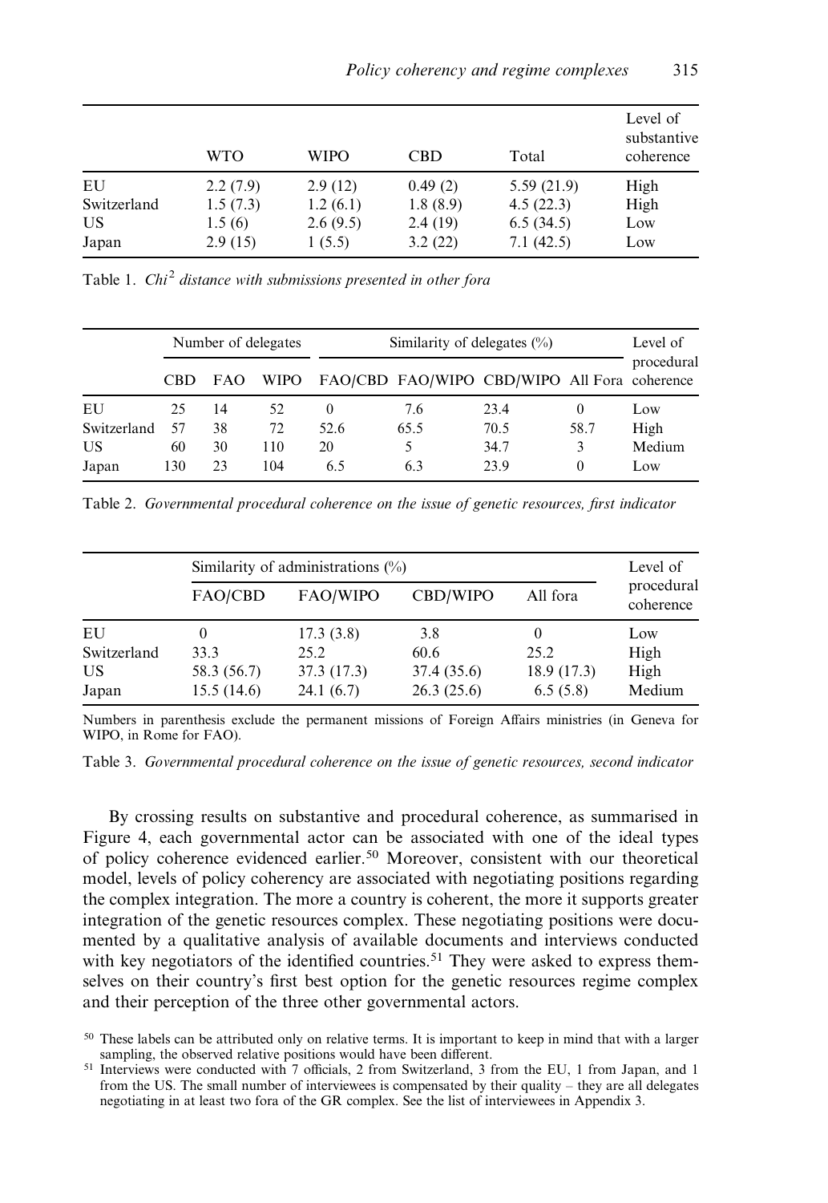|  | WTO | WIPO | CBD | Total | Level of substantive coherence |
|---|---|---|---|---|---|
| EU | 2.2 (7.9) | 2.9 (12) | 0.49 (2) | 5.59 (21.9) | High |
| Switzerland | 1.5 (7.3) | 1.2 (6.1) | 1.8 (8.9) | 4.5 (22.3) | High |
| US | 1.5 (6) | 2.6 (9.5) | 2.4 (19) | 6.5 (34.5) | Low |
| Japan | 2.9 (15) | 1 (5.5) | 3.2 (22) | 7.1 (42.5) | Low |

Table 1. *$Chi^2$ distance with submissions presented in other fora*

|  | Number of delegates | | | Similarity of delegates (%) | | | | Level of procedural coherence |
|---|---|---|---|---|---|---|---|---|
|  | CBD | FAO | WIPO | FAO/CBD | FAO/WIPO | CBD/WIPO | All Fora |  |
| EU | 25 | 14 | 52 | 0 | 7.6 | 23.4 | 0 | Low |
| Switzerland | 57 | 38 | 72 | 52.6 | 65.5 | 70.5 | 58.7 | High |
| US | 60 | 30 | 110 | 20 | 5 | 34.7 | 3 | Medium |
| Japan | 130 | 23 | 104 | 6.5 | 6.3 | 23.9 | 0 | Low |

Table 2. *Governmental procedural coherence on the issue of genetic resources, first indicator*

|  | Similarity of administrations (%) | | | | Level of procedural coherence |
|---|---|---|---|---|---|
|  | FAO/CBD | FAO/WIPO | CBD/WIPO | All fora |  |
| EU | 0 | 17.3 (3.8) | 3.8 | 0 | Low |
| Switzerland | 33.3 | 25.2 | 60.6 | 25.2 | High |
| US | 58.3 (56.7) | 37.3 (17.3) | 37.4 (35.6) | 18.9 (17.3) | High |
| Japan | 15.5 (14.6) | 24.1 (6.7) | 26.3 (25.6) | 6.5 (5.8) | Medium |

Numbers in parenthesis exclude the permanent missions of Foreign Affairs ministries (in Geneva for WIPO, in Rome for FAO).

Table 3. *Governmental procedural coherence on the issue of genetic resources, second indicator*

By crossing results on substantive and procedural coherence, as summarised in Figure 4, each governmental actor can be associated with one of the ideal types of policy coherence evidenced earlier.[50] Moreover, consistent with our theoretical model, levels of policy coherency are associated with negotiating positions regarding the complex integration. The more a country is coherent, the more it supports greater integration of the genetic resources complex. These negotiating positions were documented by a qualitative analysis of available documents and interviews conducted with key negotiators of the identified countries.[51] They were asked to express themselves on their country's first best option for the genetic resources regime complex and their perception of the three other governmental actors.

[50] These labels can be attributed only on relative terms. It is important to keep in mind that with a larger sampling, the observed relative positions would have been different.

[51] Interviews were conducted with 7 officials, 2 from Switzerland, 3 from the EU, 1 from Japan, and 1 from the US. The small number of interviewees is compensated by their quality – they are all delegates negotiating in at least two fora of the GR complex. See the list of interviewees in Appendix 3.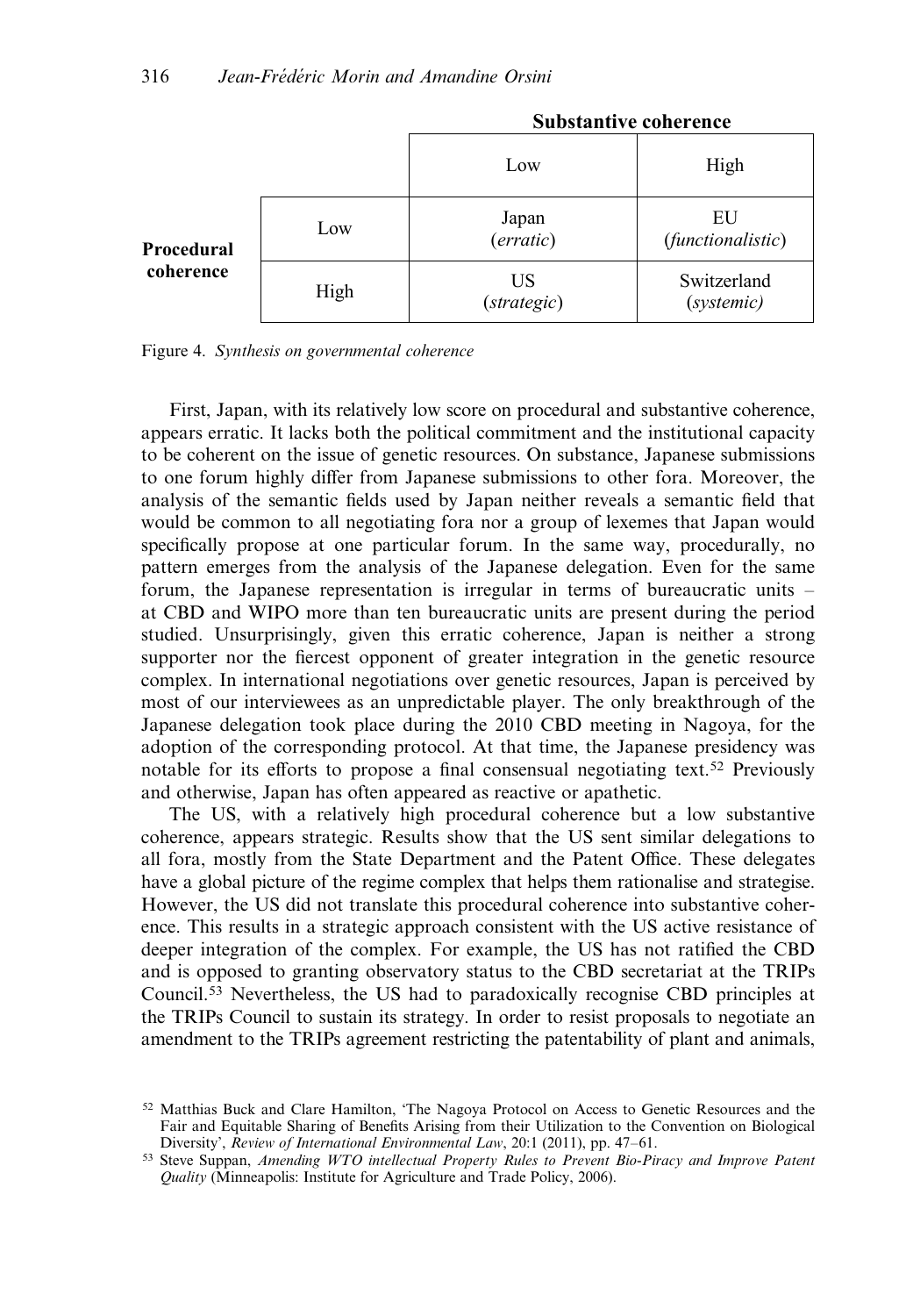| | | Substantive coherence | |
|---|---|---|---|
| | | Low | High |
| **Procedural coherence** | Low | Japan (*erratic*) | EU (*functionalistic*) |
| | High | US (*strategic*) | Switzerland (*systemic)* |

Figure 4. *Synthesis on governmental coherence*

First, Japan, with its relatively low score on procedural and substantive coherence, appears erratic. It lacks both the political commitment and the institutional capacity to be coherent on the issue of genetic resources. On substance, Japanese submissions to one forum highly differ from Japanese submissions to other fora. Moreover, the analysis of the semantic fields used by Japan neither reveals a semantic field that would be common to all negotiating fora nor a group of lexemes that Japan would specifically propose at one particular forum. In the same way, procedurally, no pattern emerges from the analysis of the Japanese delegation. Even for the same forum, the Japanese representation is irregular in terms of bureaucratic units – at CBD and WIPO more than ten bureaucratic units are present during the period studied. Unsurprisingly, given this erratic coherence, Japan is neither a strong supporter nor the fiercest opponent of greater integration in the genetic resource complex. In international negotiations over genetic resources, Japan is perceived by most of our interviewees as an unpredictable player. The only breakthrough of the Japanese delegation took place during the 2010 CBD meeting in Nagoya, for the adoption of the corresponding protocol. At that time, the Japanese presidency was notable for its efforts to propose a final consensual negotiating text.[52] Previously and otherwise, Japan has often appeared as reactive or apathetic.

The US, with a relatively high procedural coherence but a low substantive coherence, appears strategic. Results show that the US sent similar delegations to all fora, mostly from the State Department and the Patent Office. These delegates have a global picture of the regime complex that helps them rationalise and strategise. However, the US did not translate this procedural coherence into substantive coherence. This results in a strategic approach consistent with the US active resistance of deeper integration of the complex. For example, the US has not ratified the CBD and is opposed to granting observatory status to the CBD secretariat at the TRIPs Council.[53] Nevertheless, the US had to paradoxically recognise CBD principles at the TRIPs Council to sustain its strategy. In order to resist proposals to negotiate an amendment to the TRIPs agreement restricting the patentability of plant and animals,

[52] Matthias Buck and Clare Hamilton, 'The Nagoya Protocol on Access to Genetic Resources and the Fair and Equitable Sharing of Benefits Arising from their Utilization to the Convention on Biological Diversity', *Review of International Environmental Law*, 20:1 (2011), pp. 47–61.

[53] Steve Suppan, *Amending WTO intellectual Property Rules to Prevent Bio-Piracy and Improve Patent Quality* (Minneapolis: Institute for Agriculture and Trade Policy, 2006).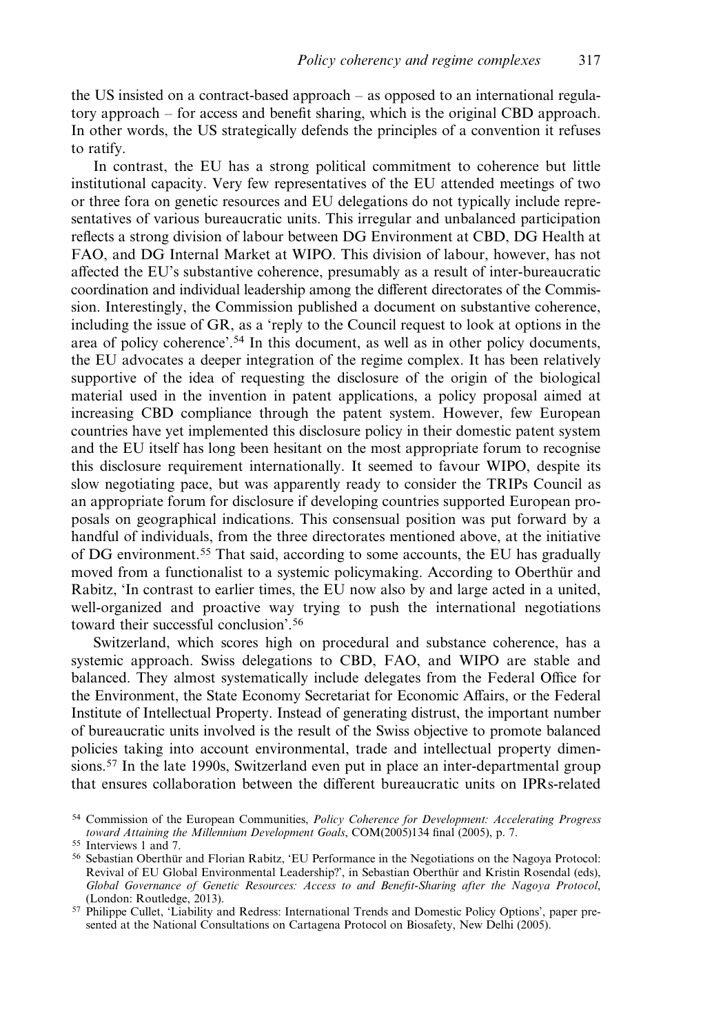the US insisted on a contract-based approach – as opposed to an international regulatory approach – for access and benefit sharing, which is the original CBD approach. In other words, the US strategically defends the principles of a convention it refuses to ratify.

In contrast, the EU has a strong political commitment to coherence but little institutional capacity. Very few representatives of the EU attended meetings of two or three fora on genetic resources and EU delegations do not typically include representatives of various bureaucratic units. This irregular and unbalanced participation reflects a strong division of labour between DG Environment at CBD, DG Health at FAO, and DG Internal Market at WIPO. This division of labour, however, has not affected the EU's substantive coherence, presumably as a result of inter-bureaucratic coordination and individual leadership among the different directorates of the Commission. Interestingly, the Commission published a document on substantive coherence, including the issue of GR, as a 'reply to the Council request to look at options in the area of policy coherence'.[54] In this document, as well as in other policy documents, the EU advocates a deeper integration of the regime complex. It has been relatively supportive of the idea of requesting the disclosure of the origin of the biological material used in the invention in patent applications, a policy proposal aimed at increasing CBD compliance through the patent system. However, few European countries have yet implemented this disclosure policy in their domestic patent system and the EU itself has long been hesitant on the most appropriate forum to recognise this disclosure requirement internationally. It seemed to favour WIPO, despite its slow negotiating pace, but was apparently ready to consider the TRIPs Council as an appropriate forum for disclosure if developing countries supported European proposals on geographical indications. This consensual position was put forward by a handful of individuals, from the three directorates mentioned above, at the initiative of DG environment.[55] That said, according to some accounts, the EU has gradually moved from a functionalist to a systemic policymaking. According to Oberthür and Rabitz, 'In contrast to earlier times, the EU now also by and large acted in a united, well-organized and proactive way trying to push the international negotiations toward their successful conclusion'.[56]

Switzerland, which scores high on procedural and substance coherence, has a systemic approach. Swiss delegations to CBD, FAO, and WIPO are stable and balanced. They almost systematically include delegates from the Federal Office for the Environment, the State Economy Secretariat for Economic Affairs, or the Federal Institute of Intellectual Property. Instead of generating distrust, the important number of bureaucratic units involved is the result of the Swiss objective to promote balanced policies taking into account environmental, trade and intellectual property dimensions.[57] In the late 1990s, Switzerland even put in place an inter-departmental group that ensures collaboration between the different bureaucratic units on IPRs-related

[54] Commission of the European Communities, *Policy Coherence for Development: Accelerating Progress toward Attaining the Millennium Development Goals*, COM(2005)134 final (2005), p. 7.

[55] Interviews 1 and 7.

[56] Sebastian Oberthür and Florian Rabitz, 'EU Performance in the Negotiations on the Nagoya Protocol: Revival of EU Global Environmental Leadership?', in Sebastian Oberthür and Kristin Rosendal (eds), *Global Governance of Genetic Resources: Access to and Benefit-Sharing after the Nagoya Protocol*, (London: Routledge, 2013).

[57] Philippe Cullet, 'Liability and Redress: International Trends and Domestic Policy Options', paper presented at the National Consultations on Cartagena Protocol on Biosafety, New Delhi (2005).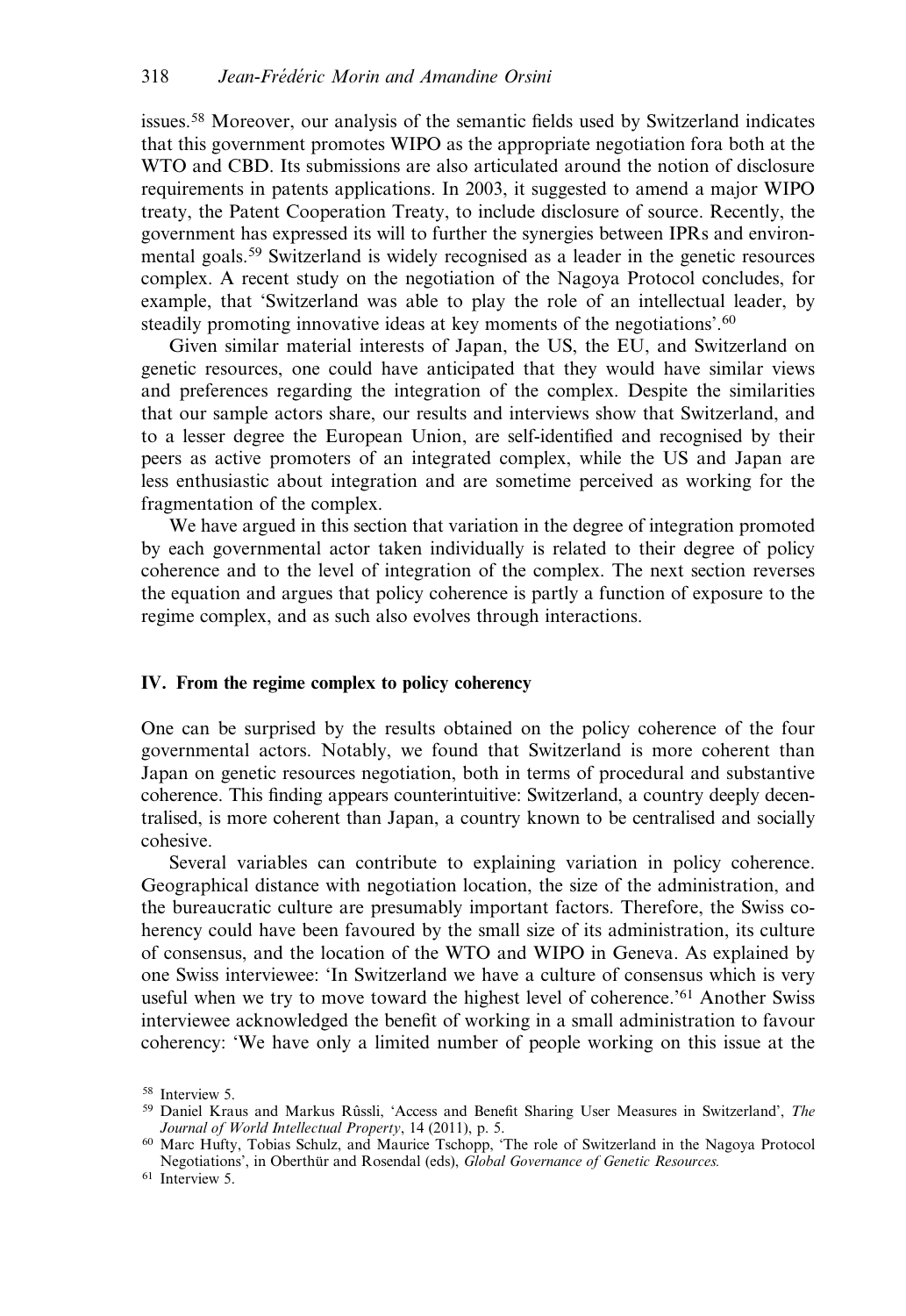issues.[58] Moreover, our analysis of the semantic fields used by Switzerland indicates that this government promotes WIPO as the appropriate negotiation fora both at the WTO and CBD. Its submissions are also articulated around the notion of disclosure requirements in patents applications. In 2003, it suggested to amend a major WIPO treaty, the Patent Cooperation Treaty, to include disclosure of source. Recently, the government has expressed its will to further the synergies between IPRs and environmental goals.[59] Switzerland is widely recognised as a leader in the genetic resources complex. A recent study on the negotiation of the Nagoya Protocol concludes, for example, that 'Switzerland was able to play the role of an intellectual leader, by steadily promoting innovative ideas at key moments of the negotiations'.[60]

Given similar material interests of Japan, the US, the EU, and Switzerland on genetic resources, one could have anticipated that they would have similar views and preferences regarding the integration of the complex. Despite the similarities that our sample actors share, our results and interviews show that Switzerland, and to a lesser degree the European Union, are self-identified and recognised by their peers as active promoters of an integrated complex, while the US and Japan are less enthusiastic about integration and are sometime perceived as working for the fragmentation of the complex.

We have argued in this section that variation in the degree of integration promoted by each governmental actor taken individually is related to their degree of policy coherence and to the level of integration of the complex. The next section reverses the equation and argues that policy coherence is partly a function of exposure to the regime complex, and as such also evolves through interactions.

## IV. From the regime complex to policy coherency

One can be surprised by the results obtained on the policy coherence of the four governmental actors. Notably, we found that Switzerland is more coherent than Japan on genetic resources negotiation, both in terms of procedural and substantive coherence. This finding appears counterintuitive: Switzerland, a country deeply decentralised, is more coherent than Japan, a country known to be centralised and socially cohesive.

Several variables can contribute to explaining variation in policy coherence. Geographical distance with negotiation location, the size of the administration, and the bureaucratic culture are presumably important factors. Therefore, the Swiss coherency could have been favoured by the small size of its administration, its culture of consensus, and the location of the WTO and WIPO in Geneva. As explained by one Swiss interviewee: 'In Switzerland we have a culture of consensus which is very useful when we try to move toward the highest level of coherence.'[61] Another Swiss interviewee acknowledged the benefit of working in a small administration to favour coherency: 'We have only a limited number of people working on this issue at the

---

[58] Interview 5.

[59] Daniel Kraus and Markus Rûssli, 'Access and Benefit Sharing User Measures in Switzerland', *The Journal of World Intellectual Property*, 14 (2011), p. 5.

[60] Marc Hufty, Tobias Schulz, and Maurice Tschopp, 'The role of Switzerland in the Nagoya Protocol Negotiations', in Oberthür and Rosendal (eds), *Global Governance of Genetic Resources*.

[61] Interview 5.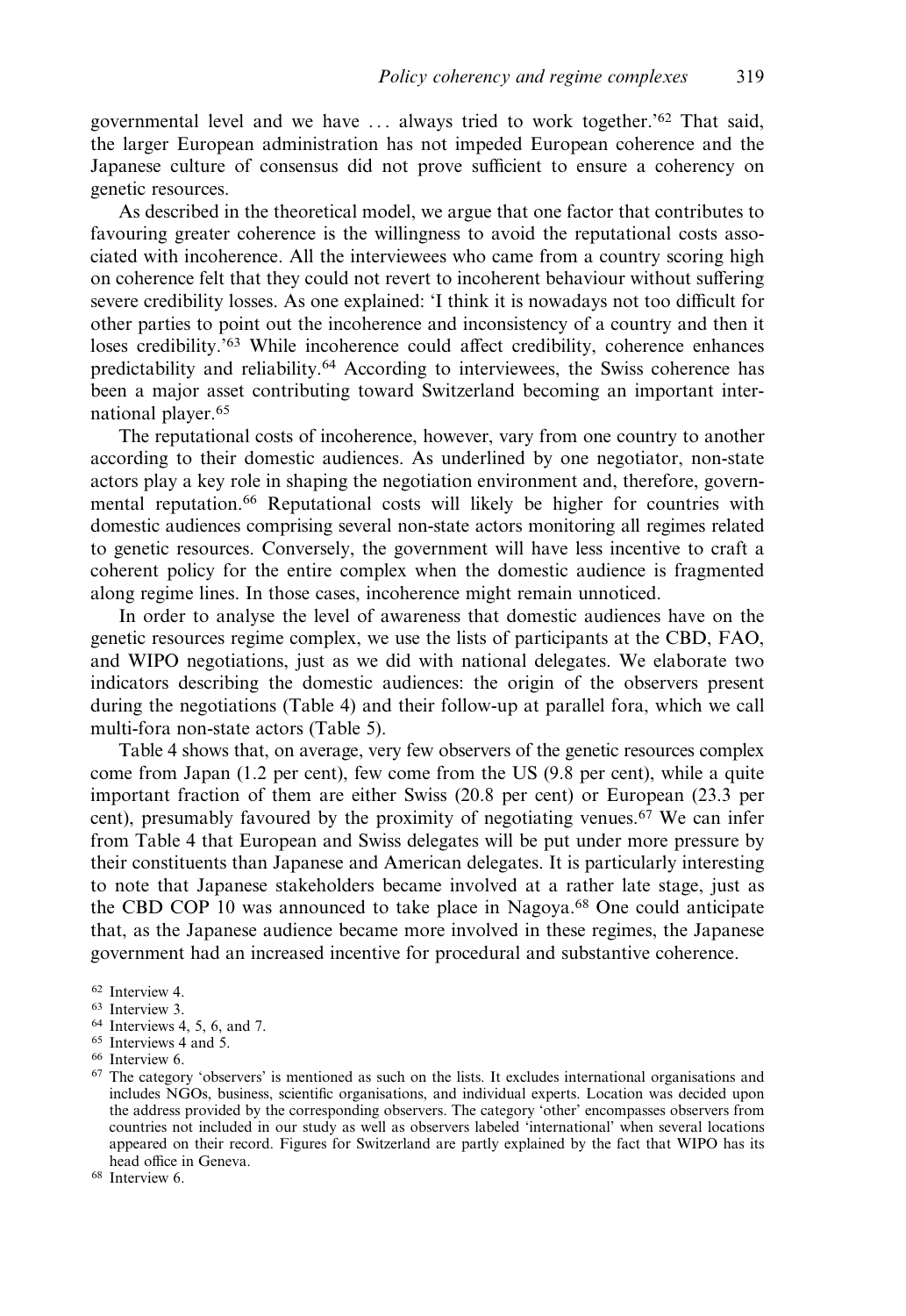governmental level and we have … always tried to work together.'[62] That said, the larger European administration has not impeded European coherence and the Japanese culture of consensus did not prove sufficient to ensure a coherency on genetic resources.

As described in the theoretical model, we argue that one factor that contributes to favouring greater coherence is the willingness to avoid the reputational costs associated with incoherence. All the interviewees who came from a country scoring high on coherence felt that they could not revert to incoherent behaviour without suffering severe credibility losses. As one explained: 'I think it is nowadays not too difficult for other parties to point out the incoherence and inconsistency of a country and then it loses credibility.'[63] While incoherence could affect credibility, coherence enhances predictability and reliability.[64] According to interviewees, the Swiss coherence has been a major asset contributing toward Switzerland becoming an important international player.[65]

The reputational costs of incoherence, however, vary from one country to another according to their domestic audiences. As underlined by one negotiator, non-state actors play a key role in shaping the negotiation environment and, therefore, governmental reputation.[66] Reputational costs will likely be higher for countries with domestic audiences comprising several non-state actors monitoring all regimes related to genetic resources. Conversely, the government will have less incentive to craft a coherent policy for the entire complex when the domestic audience is fragmented along regime lines. In those cases, incoherence might remain unnoticed.

In order to analyse the level of awareness that domestic audiences have on the genetic resources regime complex, we use the lists of participants at the CBD, FAO, and WIPO negotiations, just as we did with national delegates. We elaborate two indicators describing the domestic audiences: the origin of the observers present during the negotiations (Table 4) and their follow-up at parallel fora, which we call multi-fora non-state actors (Table 5).

Table 4 shows that, on average, very few observers of the genetic resources complex come from Japan (1.2 per cent), few come from the US (9.8 per cent), while a quite important fraction of them are either Swiss (20.8 per cent) or European (23.3 per cent), presumably favoured by the proximity of negotiating venues.[67] We can infer from Table 4 that European and Swiss delegates will be put under more pressure by their constituents than Japanese and American delegates. It is particularly interesting to note that Japanese stakeholders became involved at a rather late stage, just as the CBD COP 10 was announced to take place in Nagoya.[68] One could anticipate that, as the Japanese audience became more involved in these regimes, the Japanese government had an increased incentive for procedural and substantive coherence.

[62] Interview 4.
[63] Interview 3.
[64] Interviews 4, 5, 6, and 7.
[65] Interviews 4 and 5.
[66] Interview 6.
[67] The category 'observers' is mentioned as such on the lists. It excludes international organisations and includes NGOs, business, scientific organisations, and individual experts. Location was decided upon the address provided by the corresponding observers. The category 'other' encompasses observers from countries not included in our study as well as observers labeled 'international' when several locations appeared on their record. Figures for Switzerland are partly explained by the fact that WIPO has its head office in Geneva.
[68] Interview 6.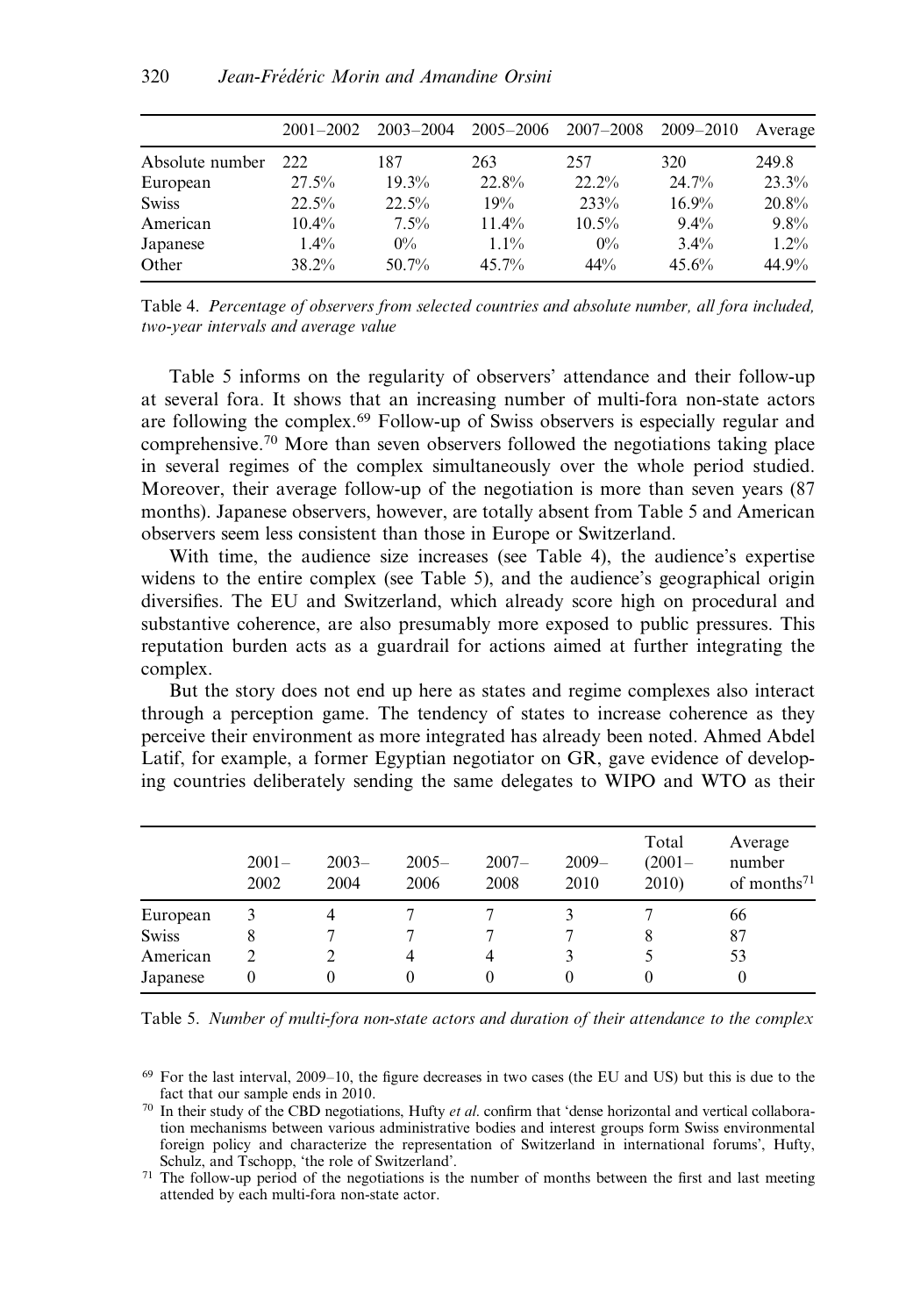| | 2001–2002 | 2003–2004 | 2005–2006 | 2007–2008 | 2009–2010 | Average |
|---|---|---|---|---|---|---|
| Absolute number | 222 | 187 | 263 | 257 | 320 | 249.8 |
| European | 27.5% | 19.3% | 22.8% | 22.2% | 24.7% | 23.3% |
| Swiss | 22.5% | 22.5% | 19% | 233% | 16.9% | 20.8% |
| American | 10.4% | 7.5% | 11.4% | 10.5% | 9.4% | 9.8% |
| Japanese | 1.4% | 0% | 1.1% | 0% | 3.4% | 1.2% |
| Other | 38.2% | 50.7% | 45.7% | 44% | 45.6% | 44.9% |

Table 4. *Percentage of observers from selected countries and absolute number, all fora included, two-year intervals and average value*

Table 5 informs on the regularity of observers' attendance and their follow-up at several fora. It shows that an increasing number of multi-fora non-state actors are following the complex.[69] Follow-up of Swiss observers is especially regular and comprehensive.[70] More than seven observers followed the negotiations taking place in several regimes of the complex simultaneously over the whole period studied. Moreover, their average follow-up of the negotiation is more than seven years (87 months). Japanese observers, however, are totally absent from Table 5 and American observers seem less consistent than those in Europe or Switzerland.

With time, the audience size increases (see Table 4), the audience's expertise widens to the entire complex (see Table 5), and the audience's geographical origin diversifies. The EU and Switzerland, which already score high on procedural and substantive coherence, are also presumably more exposed to public pressures. This reputation burden acts as a guardrail for actions aimed at further integrating the complex.

But the story does not end up here as states and regime complexes also interact through a perception game. The tendency of states to increase coherence as they perceive their environment as more integrated has already been noted. Ahmed Abdel Latif, for example, a former Egyptian negotiator on GR, gave evidence of developing countries deliberately sending the same delegates to WIPO and WTO as their

| | 2001–2002 | 2003–2004 | 2005–2006 | 2007–2008 | 2009–2010 | Total (2001–2010) | Average number of months[71] |
|---|---|---|---|---|---|---|---|
| European | 3 | 4 | 7 | 7 | 3 | 7 | 66 |
| Swiss | 8 | 7 | 7 | 7 | 7 | 8 | 87 |
| American | 2 | 2 | 4 | 4 | 3 | 5 | 53 |
| Japanese | 0 | 0 | 0 | 0 | 0 | 0 | 0 |

Table 5. *Number of multi-fora non-state actors and duration of their attendance to the complex*

[69] For the last interval, 2009–10, the figure decreases in two cases (the EU and US) but this is due to the fact that our sample ends in 2010.

[70] In their study of the CBD negotiations, Hufty *et al.* confirm that 'dense horizontal and vertical collaboration mechanisms between various administrative bodies and interest groups form Swiss environmental foreign policy and characterize the representation of Switzerland in international forums', Hufty, Schulz, and Tschopp, 'the role of Switzerland'.

[71] The follow-up period of the negotiations is the number of months between the first and last meeting attended by each multi-fora non-state actor.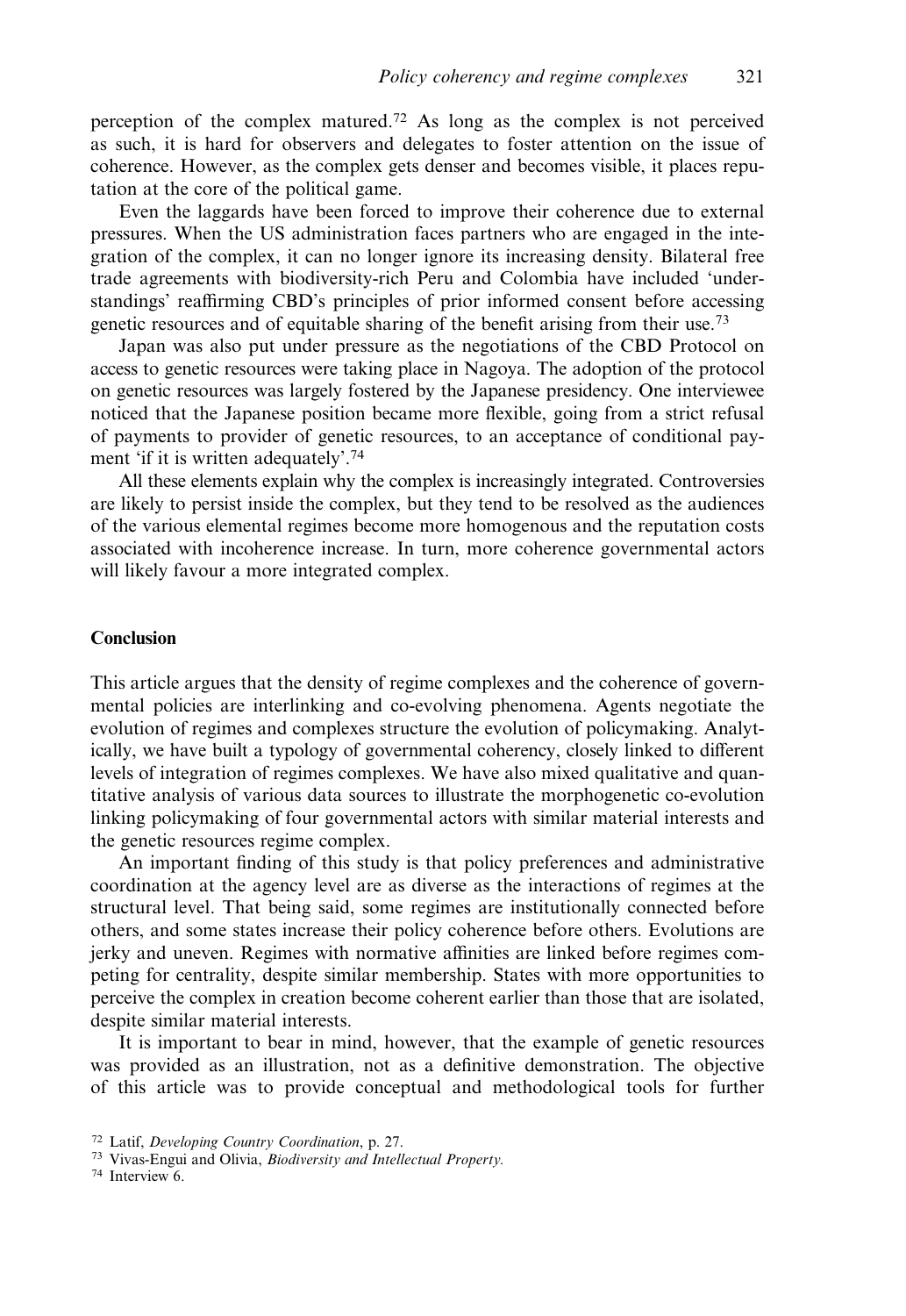perception of the complex matured.[72] As long as the complex is not perceived as such, it is hard for observers and delegates to foster attention on the issue of coherence. However, as the complex gets denser and becomes visible, it places reputation at the core of the political game.

Even the laggards have been forced to improve their coherence due to external pressures. When the US administration faces partners who are engaged in the integration of the complex, it can no longer ignore its increasing density. Bilateral free trade agreements with biodiversity-rich Peru and Colombia have included 'understandings' reaffirming CBD's principles of prior informed consent before accessing genetic resources and of equitable sharing of the benefit arising from their use.[73]

Japan was also put under pressure as the negotiations of the CBD Protocol on access to genetic resources were taking place in Nagoya. The adoption of the protocol on genetic resources was largely fostered by the Japanese presidency. One interviewee noticed that the Japanese position became more flexible, going from a strict refusal of payments to provider of genetic resources, to an acceptance of conditional payment 'if it is written adequately'.[74]

All these elements explain why the complex is increasingly integrated. Controversies are likely to persist inside the complex, but they tend to be resolved as the audiences of the various elemental regimes become more homogenous and the reputation costs associated with incoherence increase. In turn, more coherence governmental actors will likely favour a more integrated complex.

## Conclusion

This article argues that the density of regime complexes and the coherence of governmental policies are interlinking and co-evolving phenomena. Agents negotiate the evolution of regimes and complexes structure the evolution of policymaking. Analytically, we have built a typology of governmental coherency, closely linked to different levels of integration of regimes complexes. We have also mixed qualitative and quantitative analysis of various data sources to illustrate the morphogenetic co-evolution linking policymaking of four governmental actors with similar material interests and the genetic resources regime complex.

An important finding of this study is that policy preferences and administrative coordination at the agency level are as diverse as the interactions of regimes at the structural level. That being said, some regimes are institutionally connected before others, and some states increase their policy coherence before others. Evolutions are jerky and uneven. Regimes with normative affinities are linked before regimes competing for centrality, despite similar membership. States with more opportunities to perceive the complex in creation become coherent earlier than those that are isolated, despite similar material interests.

It is important to bear in mind, however, that the example of genetic resources was provided as an illustration, not as a definitive demonstration. The objective of this article was to provide conceptual and methodological tools for further

---

[72] Latif, *Developing Country Coordination*, p. 27.

[73] Vivas-Engui and Olivia, *Biodiversity and Intellectual Property.*

[74] Interview 6.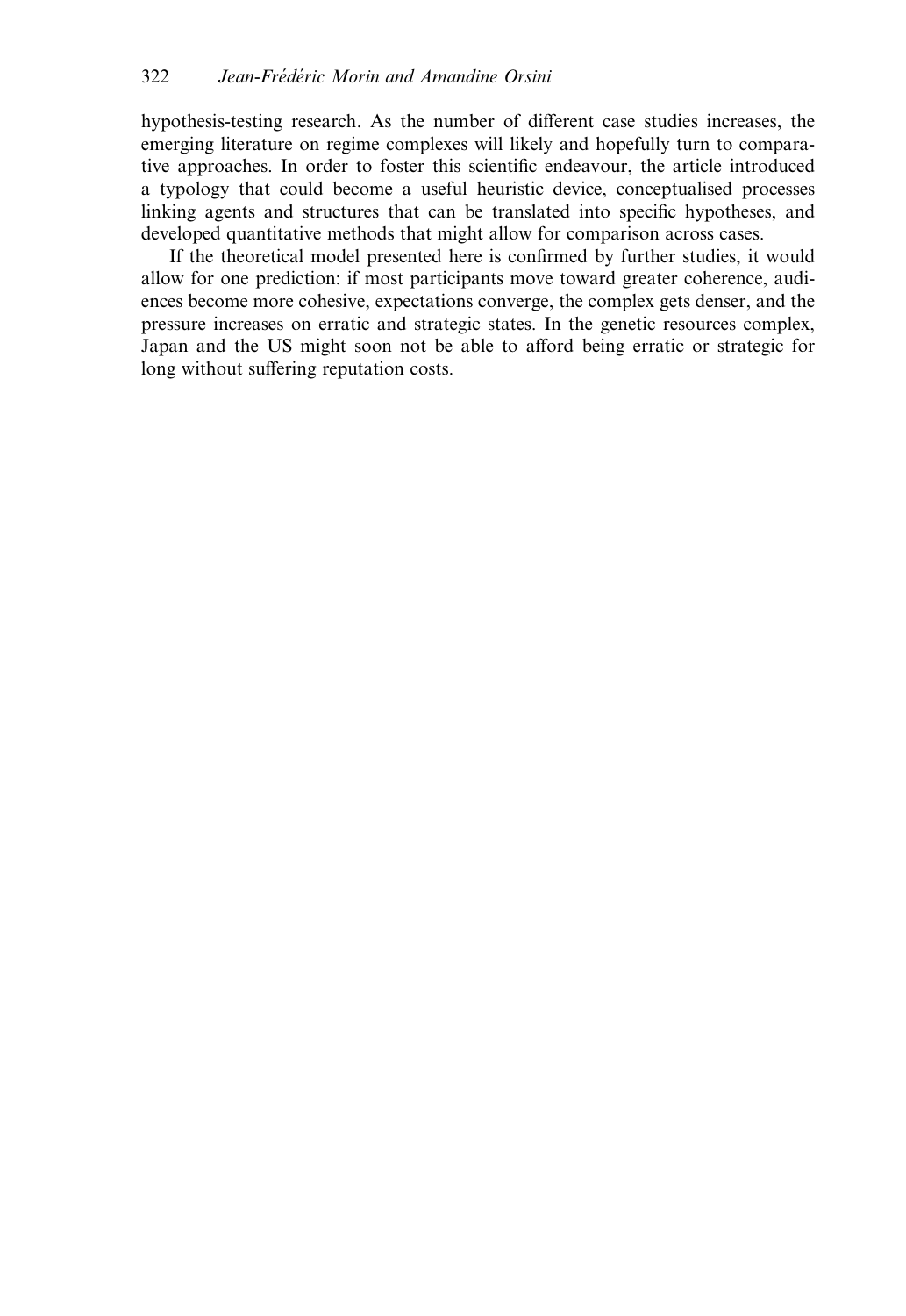hypothesis-testing research. As the number of different case studies increases, the emerging literature on regime complexes will likely and hopefully turn to comparative approaches. In order to foster this scientific endeavour, the article introduced a typology that could become a useful heuristic device, conceptualised processes linking agents and structures that can be translated into specific hypotheses, and developed quantitative methods that might allow for comparison across cases.

If the theoretical model presented here is confirmed by further studies, it would allow for one prediction: if most participants move toward greater coherence, audiences become more cohesive, expectations converge, the complex gets denser, and the pressure increases on erratic and strategic states. In the genetic resources complex, Japan and the US might soon not be able to afford being erratic or strategic for long without suffering reputation costs.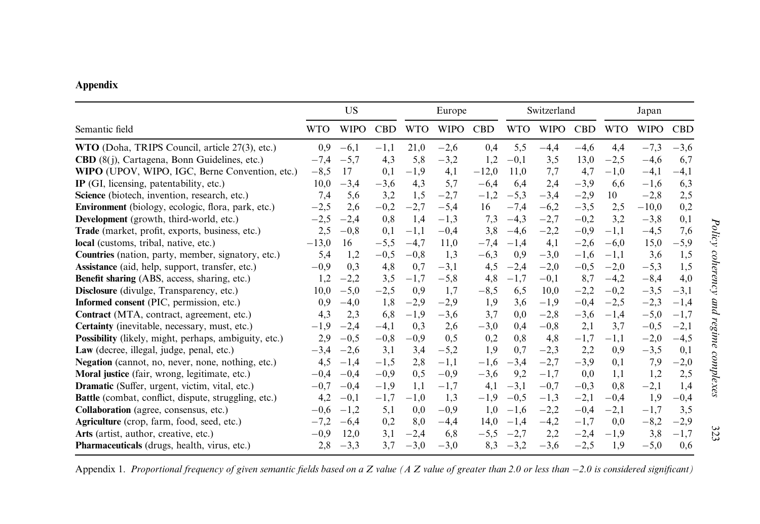# Appendix

| Semantic field | US | | | Europe | | | Switzerland | | | Japan | | |
|---|---|---|---|---|---|---|---|---|---|---|---|---|
| | WTO | WIPO | CBD | WTO | WIPO | CBD | WTO | WIPO | CBD | WTO | WIPO | CBD |
| **WTO** (Doha, TRIPS Council, article 27(3), etc.) | 0,9 | −6,1 | −1,1 | 21,0 | −2,6 | 0,4 | 5,5 | −4,4 | −4,6 | 4,4 | −7,3 | −3,6 |
| **CBD** (8(j), Cartagena, Bonn Guidelines, etc.) | −7,4 | −5,7 | 4,3 | 5,8 | −3,2 | 1,2 | −0,1 | 3,5 | 13,0 | −2,5 | −4,6 | 6,7 |
| **WIPO** (UPOV, WIPO, IGC, Berne Convention, etc.) | −8,5 | 17 | 0,1 | −1,9 | 4,1 | −12,0 | 11,0 | 7,7 | 4,7 | −1,0 | −4,1 | −4,1 |
| **IP** (GI, licensing, patentability, etc.) | 10,0 | −3,4 | −3,6 | 4,3 | 5,7 | −6,4 | 6,4 | 2,4 | −3,9 | 6,6 | −1,6 | 6,3 |
| **Science** (biotech, invention, research, etc.) | 7,4 | 5,6 | 3,2 | 1,5 | −2,7 | −1,2 | −5,3 | −3,4 | −2,9 | 10 | −2,8 | 2,5 |
| **Environment** (biology, ecologic, flora, park, etc.) | −2,5 | 2,6 | −0,2 | −2,7 | −5,4 | 16 | −7,4 | −6,2 | −3,5 | 2,5 | −10,0 | 0,2 |
| **Development** (growth, third-world, etc.) | −2,5 | −2,4 | 0,8 | 1,4 | −1,3 | 7,3 | −4,3 | −2,7 | −0,2 | 3,2 | −3,8 | 0,1 |
| **Trade** (market, profit, exports, business, etc.) | 2,5 | −0,8 | 0,1 | −1,1 | −0,4 | 3,8 | −4,6 | −2,2 | −0,9 | −1,1 | −4,5 | 7,6 |
| **local** (customs, tribal, native, etc.) | −13,0 | 16 | −5,5 | −4,7 | 11,0 | −7,4 | −1,4 | 4,1 | −2,6 | −6,0 | 15,0 | −5,9 |
| **Countries** (nation, party, member, signatory, etc.) | 5,4 | 1,2 | −0,5 | −0,8 | 1,3 | −6,3 | 0,9 | −3,0 | −1,6 | −1,1 | 3,6 | 1,5 |
| **Assistance** (aid, help, support, transfer, etc.) | −0,9 | 0,3 | 4,8 | 0,7 | −3,1 | 4,5 | −2,4 | −2,0 | −0,5 | −2,0 | −5,3 | 1,5 |
| **Benefit sharing** (ABS, access, sharing, etc.) | 1,2 | −2,2 | 3,5 | −1,7 | −5,8 | 4,8 | −1,7 | −0,1 | 8,7 | −4,2 | −8,4 | 4,0 |
| **Disclosure** (divulge, Transparency, etc.) | 10,0 | −5,0 | −2,5 | 0,9 | 1,7 | −8,5 | 6,5 | 10,0 | −2,2 | −0,2 | −3,5 | −3,1 |
| **Informed consent** (PIC, permission, etc.) | 0,9 | −4,0 | 1,8 | −2,9 | −2,9 | 1,9 | 3,6 | −1,9 | −0,4 | −2,5 | −2,3 | −1,4 |
| **Contract** (MTA, contract, agreement, etc.) | 4,3 | 2,3 | 6,8 | −1,9 | −3,6 | 3,7 | 0,0 | −2,8 | −3,6 | −1,4 | −5,0 | −1,7 |
| **Certainty** (inevitable, necessary, must, etc.) | −1,9 | −2,4 | −4,1 | 0,3 | 2,6 | −3,0 | 0,4 | −0,8 | 2,1 | 3,7 | −0,5 | −2,1 |
| **Possibility** (likely, might, perhaps, ambiguity, etc.) | 2,9 | −0,5 | −0,8 | −0,9 | 0,5 | 0,2 | 0,8 | 4,8 | −1,7 | −1,1 | −2,0 | −4,5 |
| **Law** (decree, illegal, judge, penal, etc.) | −3,4 | −2,6 | 3,1 | 3,4 | −5,2 | 1,9 | 0,7 | −2,3 | 2,2 | 0,9 | −3,5 | 0,1 |
| **Negation** (cannot, no, never, none, nothing, etc.) | 4,5 | −1,4 | −1,5 | 2,8 | −1,1 | −1,6 | −3,4 | −2,7 | −3,9 | 0,1 | 7,9 | −2,0 |
| **Moral justice** (fair, wrong, legitimate, etc.) | −0,4 | −0,4 | −0,9 | 0,5 | −0,9 | −3,6 | 9,2 | −1,7 | 0,0 | 1,1 | 1,2 | 2,5 |
| **Dramatic** (Suffer, urgent, victim, vital, etc.) | −0,7 | −0,4 | −1,9 | 1,1 | −1,7 | 4,1 | −3,1 | −0,7 | −0,3 | 0,8 | −2,1 | 1,4 |
| **Battle** (combat, conflict, dispute, struggling, etc.) | 4,2 | −0,1 | −1,7 | −1,0 | 1,3 | −1,9 | −0,5 | −1,3 | −2,1 | −0,4 | 1,9 | −0,4 |
| **Collaboration** (agree, consensus, etc.) | −0,6 | −1,2 | 5,1 | 0,0 | −0,9 | 1,0 | −1,6 | −2,2 | −0,4 | −2,1 | −1,7 | 3,5 |
| **Agriculture** (crop, farm, food, seed, etc.) | −7,2 | −6,4 | 0,2 | 8,0 | −4,4 | 14,0 | −1,4 | −4,2 | −1,7 | 0,0 | −8,2 | −2,9 |
| **Arts** (artist, author, creative, etc.) | −0,9 | 12,0 | 3,1 | −2,4 | 6,8 | −5,5 | −2,7 | 2,2 | −2,4 | −1,9 | 3,8 | −1,7 |
| **Pharmaceuticals** (drugs, health, virus, etc.) | 2,8 | −3,3 | 3,7 | −3,0 | −3,0 | 8,3 | −3,2 | −3,6 | −2,5 | 1,9 | −5,0 | 0,6 |

Appendix 1. *Proportional frequency of given semantic fields based on a Z value (A Z value of greater than 2.0 or less than −2.0 is considered significant)*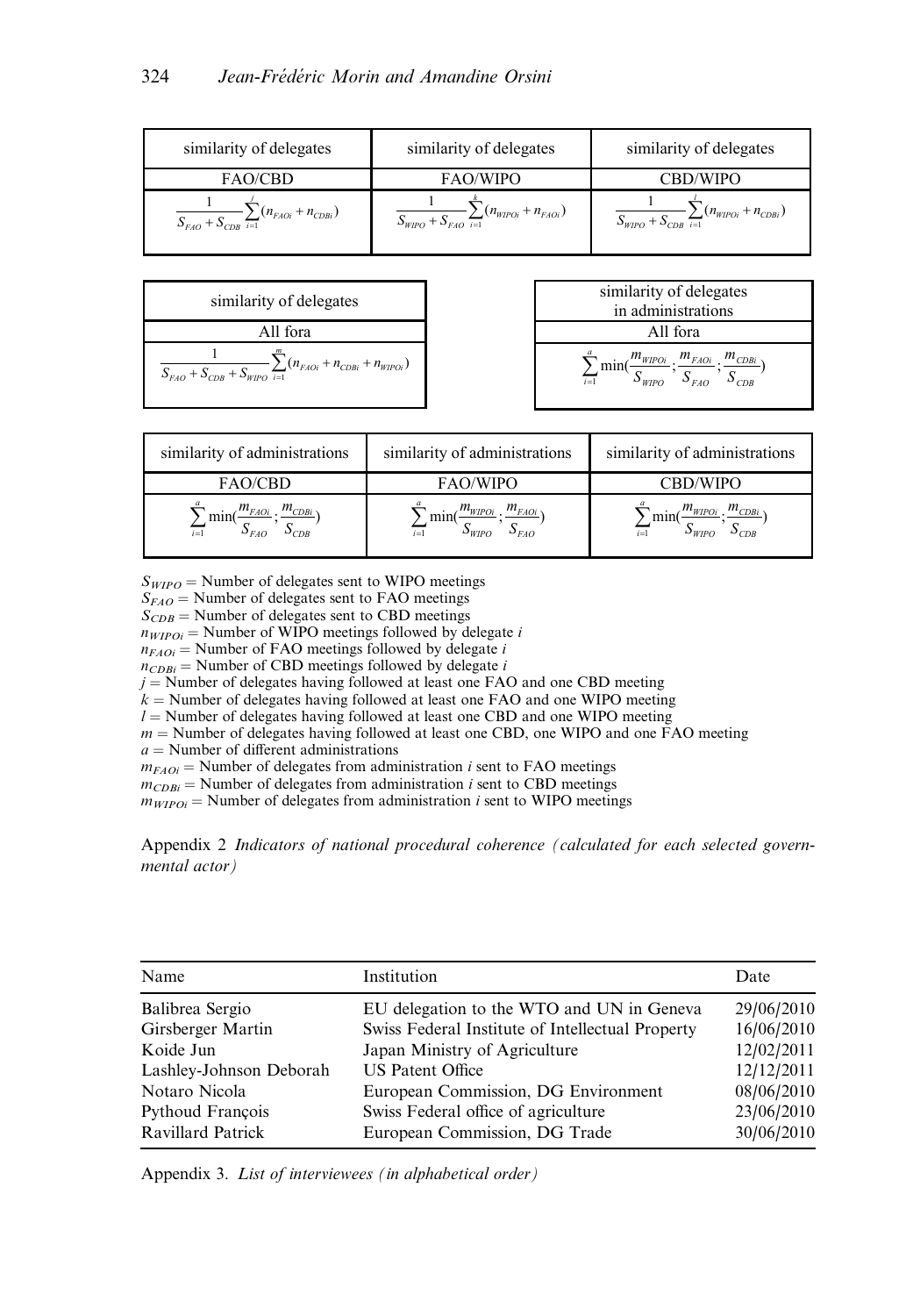| similarity of delegates | similarity of delegates | similarity of delegates |
|---|---|---|
| FAO/CBD | FAO/WIPO | CBD/WIPO |
| $\frac{1}{S_{FAO}+S_{CDB}}\sum_{i=1}^{j}(n_{FAOi}+n_{CDBi})$ | $\frac{1}{S_{WIPO}+S_{FAO}}\sum_{i=1}^{k}(n_{WIPOi}+n_{FAOi})$ | $\frac{1}{S_{WIPO}+S_{CDB}}\sum_{i=1}^{l}(n_{WIPOi}+n_{CDBi})$ |

| similarity of delegates |
|---|
| All fora |
| $\frac{1}{S_{FAO}+S_{CDB}+S_{WIPO}}\sum_{i=1}^{m}(n_{FAOi}+n_{CDBi}+n_{WIPOi})$ |

| similarity of delegates in administrations |
|---|
| All fora |
| $\sum_{i=1}^{a}\min(\frac{m_{WIPOi}}{S_{WIPO}};\frac{m_{FAOi}}{S_{FAO}};\frac{m_{CDBi}}{S_{CDB}})$ |

| similarity of administrations | similarity of administrations | similarity of administrations |
|---|---|---|
| FAO/CBD | FAO/WIPO | CBD/WIPO |
| $\sum_{i=1}^{a}\min(\frac{m_{FAOi}}{S_{FAO}};\frac{m_{CDBi}}{S_{CDB}})$ | $\sum_{i=1}^{a}\min(\frac{m_{WIPOi}}{S_{WIPO}};\frac{m_{FAOi}}{S_{FAO}})$ | $\sum_{i=1}^{a}\min(\frac{m_{WIPOi}}{S_{WIPO}};\frac{m_{CDBi}}{S_{CDB}})$ |

$S_{WIPO}$ = Number of delegates sent to WIPO meetings
$S_{FAO}$ = Number of delegates sent to FAO meetings
$S_{CDB}$ = Number of delegates sent to CBD meetings
$n_{WIPOi}$ = Number of WIPO meetings followed by delegate $i$
$n_{FAOi}$ = Number of FAO meetings followed by delegate $i$
$n_{CDBi}$ = Number of CBD meetings followed by delegate $i$
$j$ = Number of delegates having followed at least one FAO and one CBD meeting
$k$ = Number of delegates having followed at least one FAO and one WIPO meeting
$l$ = Number of delegates having followed at least one CBD and one WIPO meeting
$m$ = Number of delegates having followed at least one CBD, one WIPO and one FAO meeting
$a$ = Number of different administrations
$m_{FAOi}$ = Number of delegates from administration $i$ sent to FAO meetings
$m_{CDBi}$ = Number of delegates from administration $i$ sent to CBD meetings
$m_{WIPOi}$ = Number of delegates from administration $i$ sent to WIPO meetings

Appendix 2 *Indicators of national procedural coherence (calculated for each selected governmental actor)*

| Name | Institution | Date |
|---|---|---|
| Balibrea Sergio | EU delegation to the WTO and UN in Geneva | 29/06/2010 |
| Girsberger Martin | Swiss Federal Institute of Intellectual Property | 16/06/2010 |
| Koide Jun | Japan Ministry of Agriculture | 12/02/2011 |
| Lashley-Johnson Deborah | US Patent Office | 12/12/2011 |
| Notaro Nicola | European Commission, DG Environment | 08/06/2010 |
| Pythoud François | Swiss Federal office of agriculture | 23/06/2010 |
| Ravillard Patrick | European Commission, DG Trade | 30/06/2010 |

Appendix 3. *List of interviewees (in alphabetical order)*